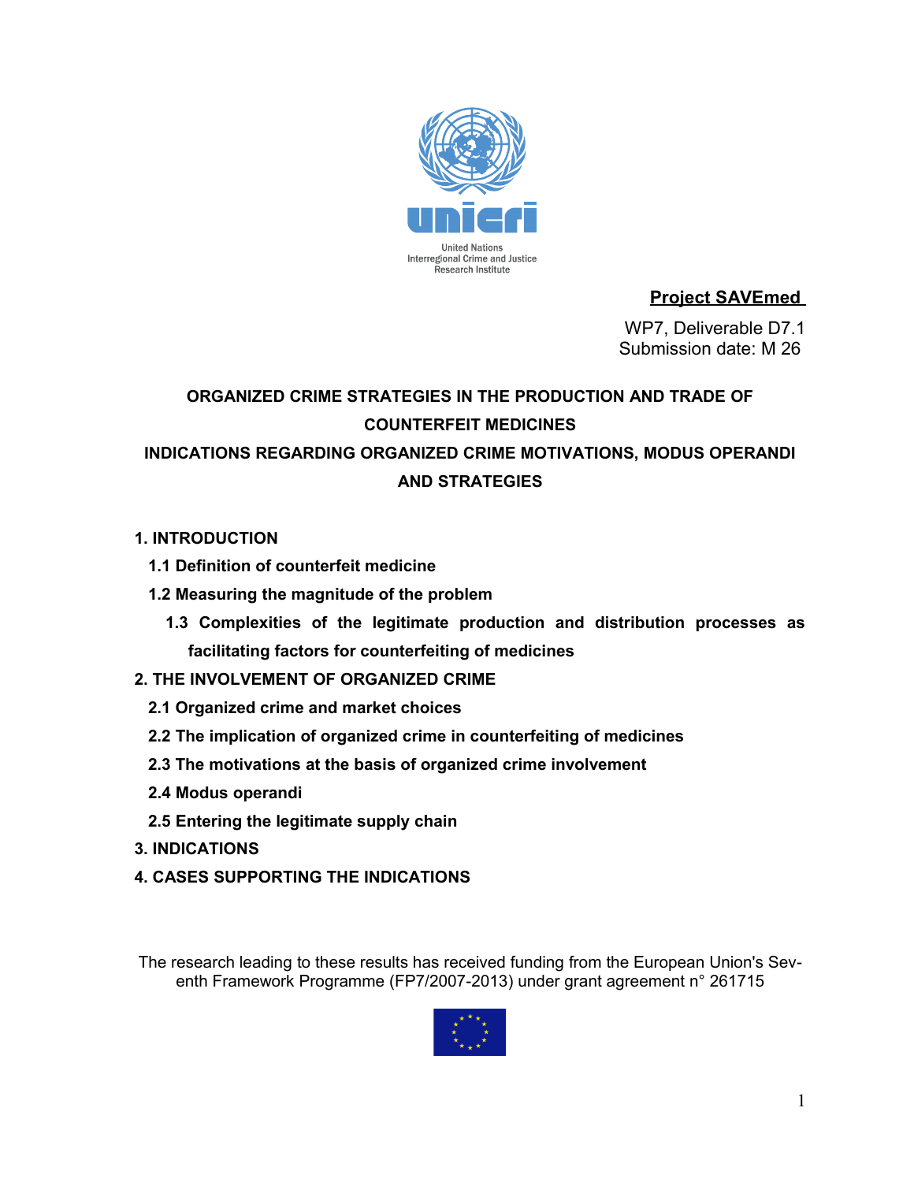United Nations
Interregional Crime and Justice
Research Institute

**Project SAVEmed**

WP7, Deliverable D7.1
Submission date: M 26

# ORGANIZED CRIME STRATEGIES IN THE PRODUCTION AND TRADE OF COUNTERFEIT MEDICINES

# INDICATIONS REGARDING ORGANIZED CRIME MOTIVATIONS, MODUS OPERANDI AND STRATEGIES

**1. INTRODUCTION**

**1.1 Definition of counterfeit medicine**

**1.2 Measuring the magnitude of the problem**

**1.3 Complexities of the legitimate production and distribution processes as facilitating factors for counterfeiting of medicines**

**2. THE INVOLVEMENT OF ORGANIZED CRIME**

**2.1 Organized crime and market choices**

**2.2 The implication of organized crime in counterfeiting of medicines**

**2.3 The motivations at the basis of organized crime involvement**

**2.4 Modus operandi**

**2.5 Entering the legitimate supply chain**

**3. INDICATIONS**

**4. CASES SUPPORTING THE INDICATIONS**

The research leading to these results has received funding from the European Union's Seventh Framework Programme (FP7/2007-2013) under grant agreement n° 261715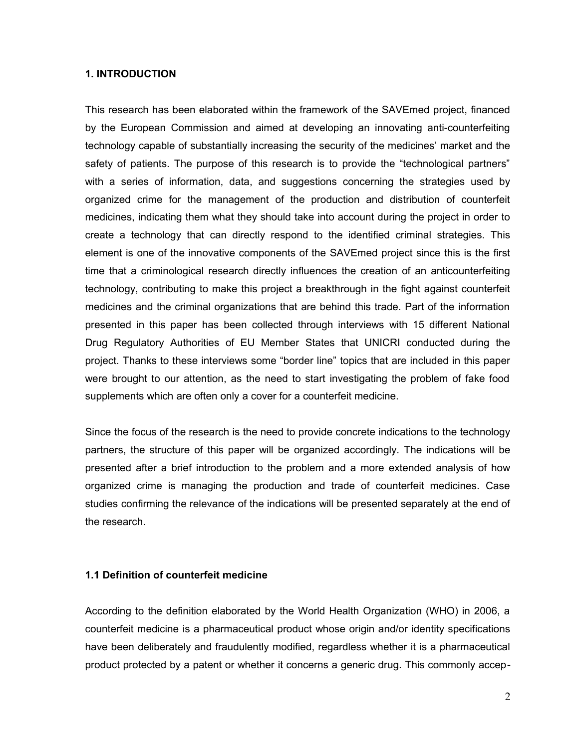## 1. INTRODUCTION

This research has been elaborated within the framework of the SAVEmed project, financed by the European Commission and aimed at developing an innovating anti-counterfeiting technology capable of substantially increasing the security of the medicines' market and the safety of patients. The purpose of this research is to provide the "technological partners" with a series of information, data, and suggestions concerning the strategies used by organized crime for the management of the production and distribution of counterfeit medicines, indicating them what they should take into account during the project in order to create a technology that can directly respond to the identified criminal strategies. This element is one of the innovative components of the SAVEmed project since this is the first time that a criminological research directly influences the creation of an anticounterfeiting technology, contributing to make this project a breakthrough in the fight against counterfeit medicines and the criminal organizations that are behind this trade. Part of the information presented in this paper has been collected through interviews with 15 different National Drug Regulatory Authorities of EU Member States that UNICRI conducted during the project. Thanks to these interviews some "border line" topics that are included in this paper were brought to our attention, as the need to start investigating the problem of fake food supplements which are often only a cover for a counterfeit medicine.

Since the focus of the research is the need to provide concrete indications to the technology partners, the structure of this paper will be organized accordingly. The indications will be presented after a brief introduction to the problem and a more extended analysis of how organized crime is managing the production and trade of counterfeit medicines. Case studies confirming the relevance of the indications will be presented separately at the end of the research.

### 1.1 Definition of counterfeit medicine

According to the definition elaborated by the World Health Organization (WHO) in 2006, a counterfeit medicine is a pharmaceutical product whose origin and/or identity specifications have been deliberately and fraudulently modified, regardless whether it is a pharmaceutical product protected by a patent or whether it concerns a generic drug. This commonly accep-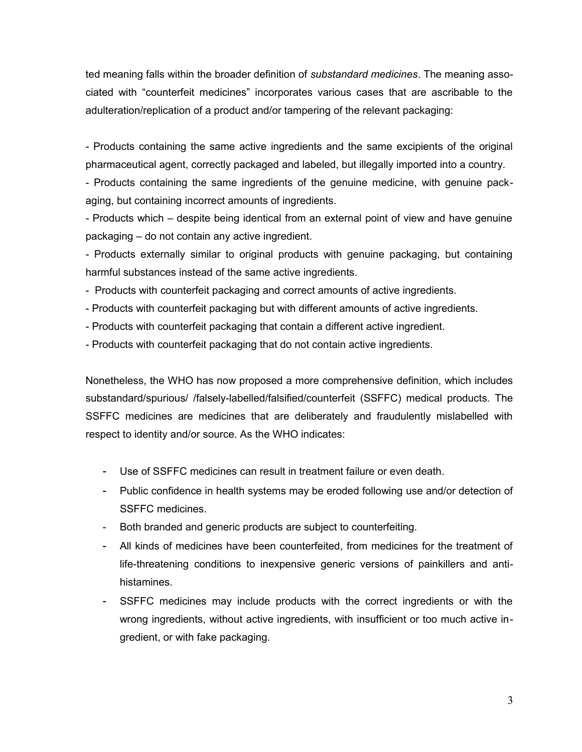ted meaning falls within the broader definition of *substandard medicines*. The meaning associated with "counterfeit medicines" incorporates various cases that are ascribable to the adulteration/replication of a product and/or tampering of the relevant packaging:

- Products containing the same active ingredients and the same excipients of the original pharmaceutical agent, correctly packaged and labeled, but illegally imported into a country.
- Products containing the same ingredients of the genuine medicine, with genuine packaging, but containing incorrect amounts of ingredients.
- Products which – despite being identical from an external point of view and have genuine packaging – do not contain any active ingredient.
- Products externally similar to original products with genuine packaging, but containing harmful substances instead of the same active ingredients.
- Products with counterfeit packaging and correct amounts of active ingredients.
- Products with counterfeit packaging but with different amounts of active ingredients.
- Products with counterfeit packaging that contain a different active ingredient.
- Products with counterfeit packaging that do not contain active ingredients.

Nonetheless, the WHO has now proposed a more comprehensive definition, which includes substandard/spurious/ /falsely-labelled/falsified/counterfeit (SSFFC) medical products. The SSFFC medicines are medicines that are deliberately and fraudulently mislabelled with respect to identity and/or source. As the WHO indicates:

- Use of SSFFC medicines can result in treatment failure or even death.
- Public confidence in health systems may be eroded following use and/or detection of SSFFC medicines.
- Both branded and generic products are subject to counterfeiting.
- All kinds of medicines have been counterfeited, from medicines for the treatment of life-threatening conditions to inexpensive generic versions of painkillers and antihistamines.
- SSFFC medicines may include products with the correct ingredients or with the wrong ingredients, without active ingredients, with insufficient or too much active ingredient, or with fake packaging.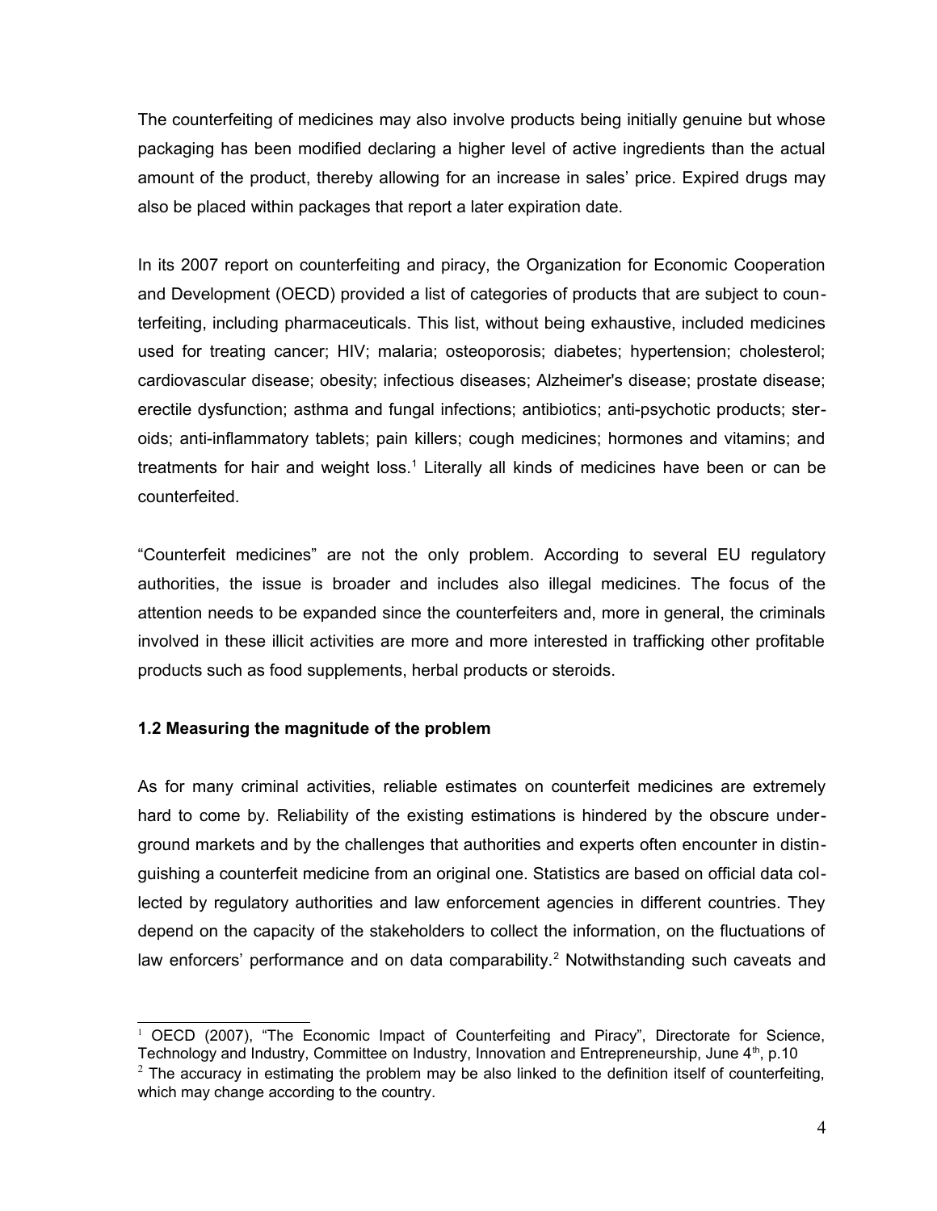The counterfeiting of medicines may also involve products being initially genuine but whose packaging has been modified declaring a higher level of active ingredients than the actual amount of the product, thereby allowing for an increase in sales' price. Expired drugs may also be placed within packages that report a later expiration date.

In its 2007 report on counterfeiting and piracy, the Organization for Economic Cooperation and Development (OECD) provided a list of categories of products that are subject to counterfeiting, including pharmaceuticals. This list, without being exhaustive, included medicines used for treating cancer; HIV; malaria; osteoporosis; diabetes; hypertension; cholesterol; cardiovascular disease; obesity; infectious diseases; Alzheimer's disease; prostate disease; erectile dysfunction; asthma and fungal infections; antibiotics; anti-psychotic products; steroids; anti-inflammatory tablets; pain killers; cough medicines; hormones and vitamins; and treatments for hair and weight loss.[1] Literally all kinds of medicines have been or can be counterfeited.

"Counterfeit medicines" are not the only problem. According to several EU regulatory authorities, the issue is broader and includes also illegal medicines. The focus of the attention needs to be expanded since the counterfeiters and, more in general, the criminals involved in these illicit activities are more and more interested in trafficking other profitable products such as food supplements, herbal products or steroids.

### 1.2 Measuring the magnitude of the problem

As for many criminal activities, reliable estimates on counterfeit medicines are extremely hard to come by. Reliability of the existing estimations is hindered by the obscure underground markets and by the challenges that authorities and experts often encounter in distinguishing a counterfeit medicine from an original one. Statistics are based on official data collected by regulatory authorities and law enforcement agencies in different countries. They depend on the capacity of the stakeholders to collect the information, on the fluctuations of law enforcers' performance and on data comparability.[2] Notwithstanding such caveats and

---

[1] OECD (2007), "The Economic Impact of Counterfeiting and Piracy", Directorate for Science, Technology and Industry, Committee on Industry, Innovation and Entrepreneurship, June 4th, p.10

[2] The accuracy in estimating the problem may be also linked to the definition itself of counterfeiting, which may change according to the country.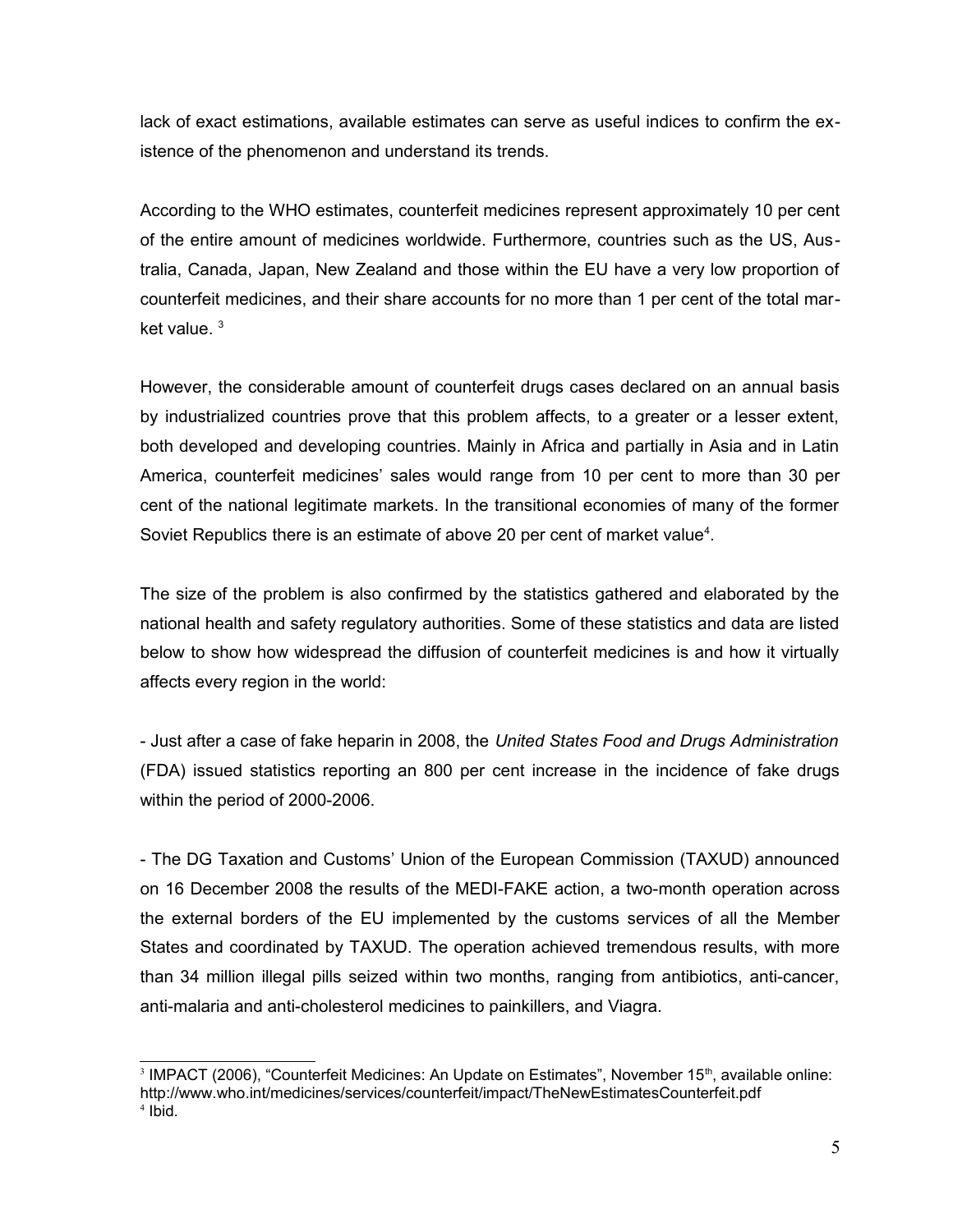lack of exact estimations, available estimates can serve as useful indices to confirm the existence of the phenomenon and understand its trends.

According to the WHO estimates, counterfeit medicines represent approximately 10 per cent of the entire amount of medicines worldwide. Furthermore, countries such as the US, Australia, Canada, Japan, New Zealand and those within the EU have a very low proportion of counterfeit medicines, and their share accounts for no more than 1 per cent of the total market value. [3]

However, the considerable amount of counterfeit drugs cases declared on an annual basis by industrialized countries prove that this problem affects, to a greater or a lesser extent, both developed and developing countries. Mainly in Africa and partially in Asia and in Latin America, counterfeit medicines' sales would range from 10 per cent to more than 30 per cent of the national legitimate markets. In the transitional economies of many of the former Soviet Republics there is an estimate of above 20 per cent of market value[4].

The size of the problem is also confirmed by the statistics gathered and elaborated by the national health and safety regulatory authorities. Some of these statistics and data are listed below to show how widespread the diffusion of counterfeit medicines is and how it virtually affects every region in the world:

- Just after a case of fake heparin in 2008, the *United States Food and Drugs Administration* (FDA) issued statistics reporting an 800 per cent increase in the incidence of fake drugs within the period of 2000-2006.

- The DG Taxation and Customs' Union of the European Commission (TAXUD) announced on 16 December 2008 the results of the MEDI-FAKE action, a two-month operation across the external borders of the EU implemented by the customs services of all the Member States and coordinated by TAXUD. The operation achieved tremendous results, with more than 34 million illegal pills seized within two months, ranging from antibiotics, anti-cancer, anti-malaria and anti-cholesterol medicines to painkillers, and Viagra.

---

[3] IMPACT (2006), "Counterfeit Medicines: An Update on Estimates", November 15th, available online: http://www.who.int/medicines/services/counterfeit/impact/TheNewEstimatesCounterfeit.pdf

[4] Ibid.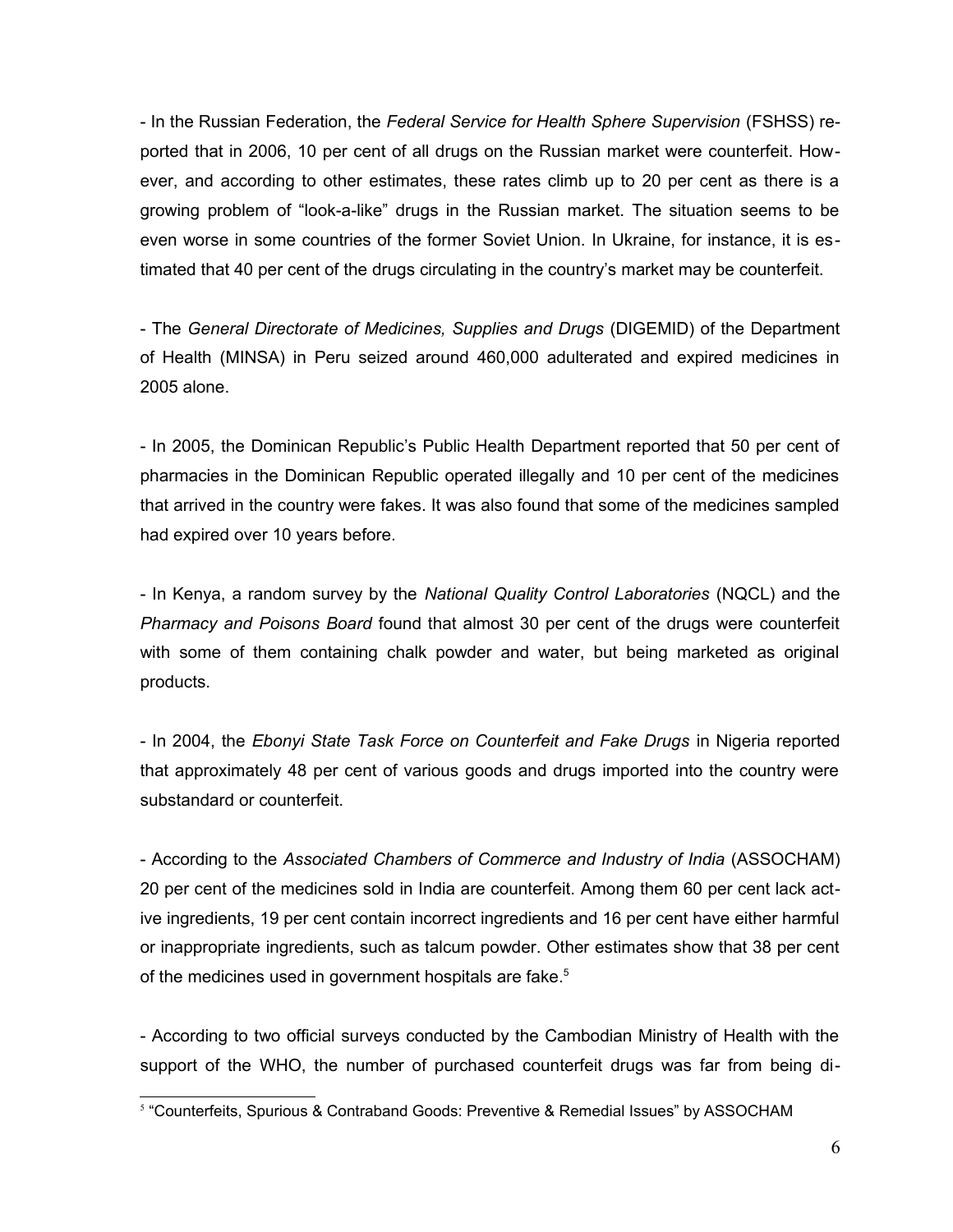- In the Russian Federation, the *Federal Service for Health Sphere Supervision* (FSHSS) reported that in 2006, 10 per cent of all drugs on the Russian market were counterfeit. However, and according to other estimates, these rates climb up to 20 per cent as there is a growing problem of "look-a-like" drugs in the Russian market. The situation seems to be even worse in some countries of the former Soviet Union. In Ukraine, for instance, it is estimated that 40 per cent of the drugs circulating in the country's market may be counterfeit.

- The *General Directorate of Medicines, Supplies and Drugs* (DIGEMID) of the Department of Health (MINSA) in Peru seized around 460,000 adulterated and expired medicines in 2005 alone.

- In 2005, the Dominican Republic's Public Health Department reported that 50 per cent of pharmacies in the Dominican Republic operated illegally and 10 per cent of the medicines that arrived in the country were fakes. It was also found that some of the medicines sampled had expired over 10 years before.

- In Kenya, a random survey by the *National Quality Control Laboratories* (NQCL) and the *Pharmacy and Poisons Board* found that almost 30 per cent of the drugs were counterfeit with some of them containing chalk powder and water, but being marketed as original products.

- In 2004, the *Ebonyi State Task Force on Counterfeit and Fake Drugs* in Nigeria reported that approximately 48 per cent of various goods and drugs imported into the country were substandard or counterfeit.

- According to the *Associated Chambers of Commerce and Industry of India* (ASSOCHAM) 20 per cent of the medicines sold in India are counterfeit. Among them 60 per cent lack active ingredients, 19 per cent contain incorrect ingredients and 16 per cent have either harmful or inappropriate ingredients, such as talcum powder. Other estimates show that 38 per cent of the medicines used in government hospitals are fake.[5]

- According to two official surveys conducted by the Cambodian Ministry of Health with the support of the WHO, the number of purchased counterfeit drugs was far from being di-

[5] "Counterfeits, Spurious & Contraband Goods: Preventive & Remedial Issues" by ASSOCHAM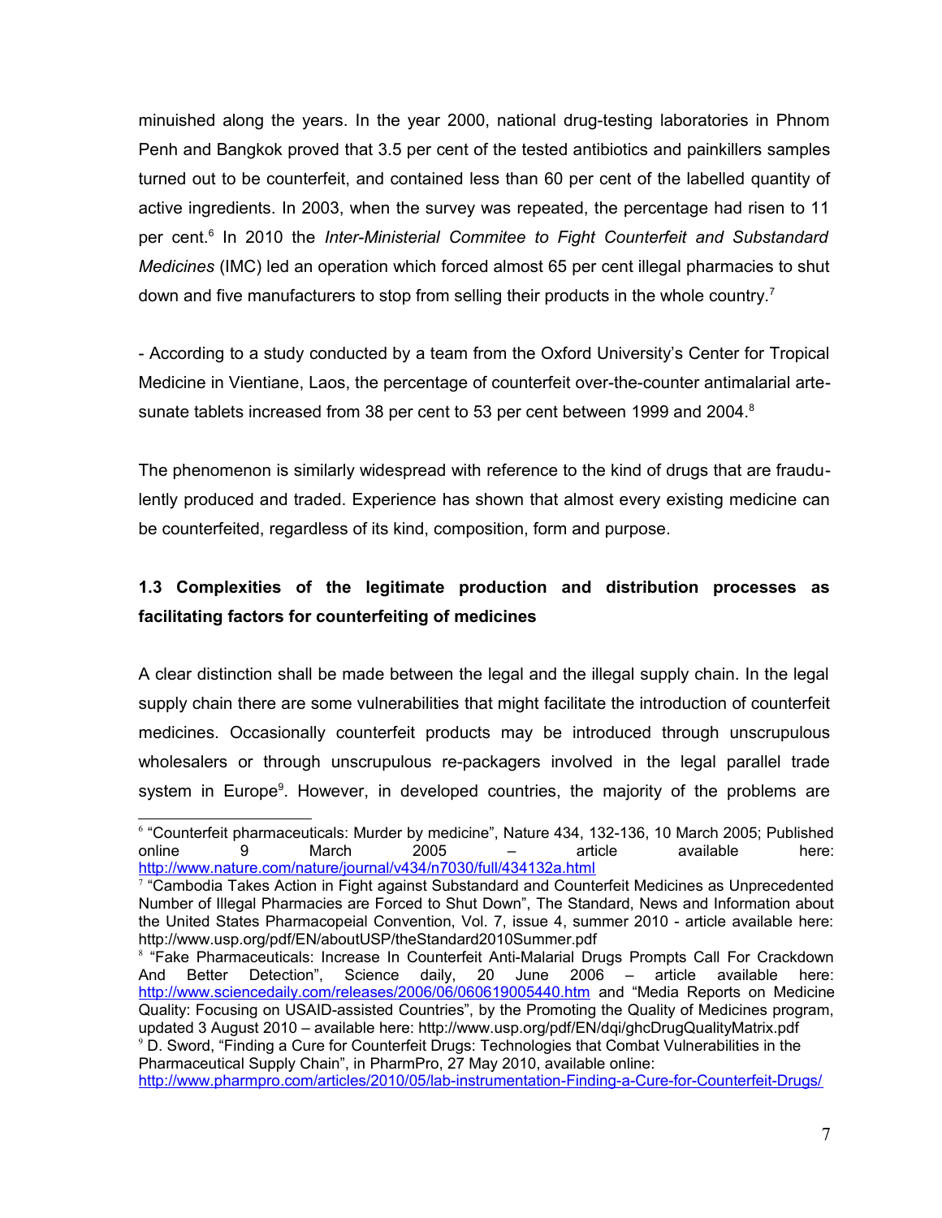minuished along the years. In the year 2000, national drug-testing laboratories in Phnom Penh and Bangkok proved that 3.5 per cent of the tested antibiotics and painkillers samples turned out to be counterfeit, and contained less than 60 per cent of the labelled quantity of active ingredients. In 2003, when the survey was repeated, the percentage had risen to 11 per cent.[6] In 2010 the *Inter-Ministerial Commitee to Fight Counterfeit and Substandard Medicines* (IMC) led an operation which forced almost 65 per cent illegal pharmacies to shut down and five manufacturers to stop from selling their products in the whole country.[7]

- According to a study conducted by a team from the Oxford University's Center for Tropical Medicine in Vientiane, Laos, the percentage of counterfeit over-the-counter antimalarial artesunate tablets increased from 38 per cent to 53 per cent between 1999 and 2004.[8]

The phenomenon is similarly widespread with reference to the kind of drugs that are fraudulently produced and traded. Experience has shown that almost every existing medicine can be counterfeited, regardless of its kind, composition, form and purpose.

### 1.3 Complexities of the legitimate production and distribution processes as facilitating factors for counterfeiting of medicines

A clear distinction shall be made between the legal and the illegal supply chain. In the legal supply chain there are some vulnerabilities that might facilitate the introduction of counterfeit medicines. Occasionally counterfeit products may be introduced through unscrupulous wholesalers or through unscrupulous re-packagers involved in the legal parallel trade system in Europe[9]. However, in developed countries, the majority of the problems are

---

[6] "Counterfeit pharmaceuticals: Murder by medicine", Nature 434, 132-136, 10 March 2005; Published online 9 March 2005 – article available here: http://www.nature.com/nature/journal/v434/n7030/full/434132a.html

[7] "Cambodia Takes Action in Fight against Substandard and Counterfeit Medicines as Unprecedented Number of Illegal Pharmacies are Forced to Shut Down", The Standard, News and Information about the United States Pharmacopeial Convention, Vol. 7, issue 4, summer 2010 - article available here: http://www.usp.org/pdf/EN/aboutUSP/theStandard2010Summer.pdf

[8] "Fake Pharmaceuticals: Increase In Counterfeit Anti-Malarial Drugs Prompts Call For Crackdown And Better Detection", Science daily, 20 June 2006 – article available here: http://www.sciencedaily.com/releases/2006/06/060619005440.htm and "Media Reports on Medicine Quality: Focusing on USAID-assisted Countries", by the Promoting the Quality of Medicines program, updated 3 August 2010 – available here: http://www.usp.org/pdf/EN/dqi/ghcDrugQualityMatrix.pdf

[9] D. Sword, "Finding a Cure for Counterfeit Drugs: Technologies that Combat Vulnerabilities in the Pharmaceutical Supply Chain", in PharmPro, 27 May 2010, available online: http://www.pharmpro.com/articles/2010/05/lab-instrumentation-Finding-a-Cure-for-Counterfeit-Drugs/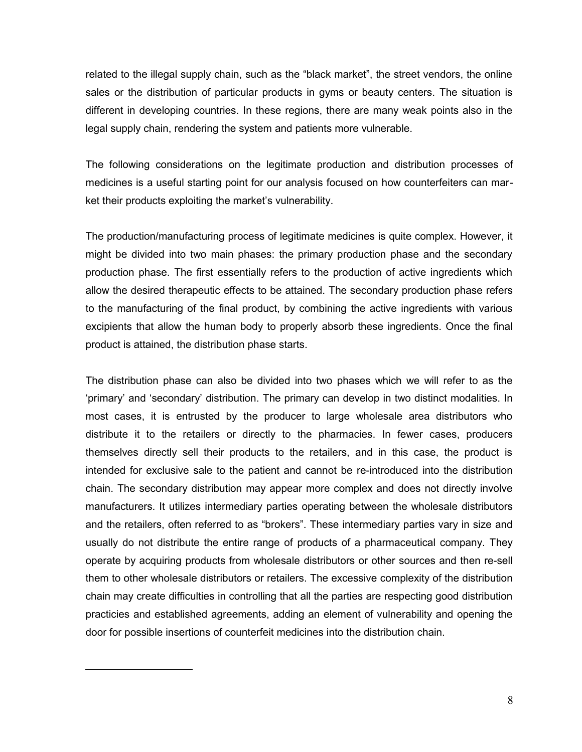related to the illegal supply chain, such as the "black market", the street vendors, the online sales or the distribution of particular products in gyms or beauty centers. The situation is different in developing countries. In these regions, there are many weak points also in the legal supply chain, rendering the system and patients more vulnerable.

The following considerations on the legitimate production and distribution processes of medicines is a useful starting point for our analysis focused on how counterfeiters can market their products exploiting the market's vulnerability.

The production/manufacturing process of legitimate medicines is quite complex. However, it might be divided into two main phases: the primary production phase and the secondary production phase. The first essentially refers to the production of active ingredients which allow the desired therapeutic effects to be attained. The secondary production phase refers to the manufacturing of the final product, by combining the active ingredients with various excipients that allow the human body to properly absorb these ingredients. Once the final product is attained, the distribution phase starts.

The distribution phase can also be divided into two phases which we will refer to as the 'primary' and 'secondary' distribution. The primary can develop in two distinct modalities. In most cases, it is entrusted by the producer to large wholesale area distributors who distribute it to the retailers or directly to the pharmacies. In fewer cases, producers themselves directly sell their products to the retailers, and in this case, the product is intended for exclusive sale to the patient and cannot be re-introduced into the distribution chain. The secondary distribution may appear more complex and does not directly involve manufacturers. It utilizes intermediary parties operating between the wholesale distributors and the retailers, often referred to as "brokers". These intermediary parties vary in size and usually do not distribute the entire range of products of a pharmaceutical company. They operate by acquiring products from wholesale distributors or other sources and then re-sell them to other wholesale distributors or retailers. The excessive complexity of the distribution chain may create difficulties in controlling that all the parties are respecting good distribution practicies and established agreements, adding an element of vulnerability and opening the door for possible insertions of counterfeit medicines into the distribution chain.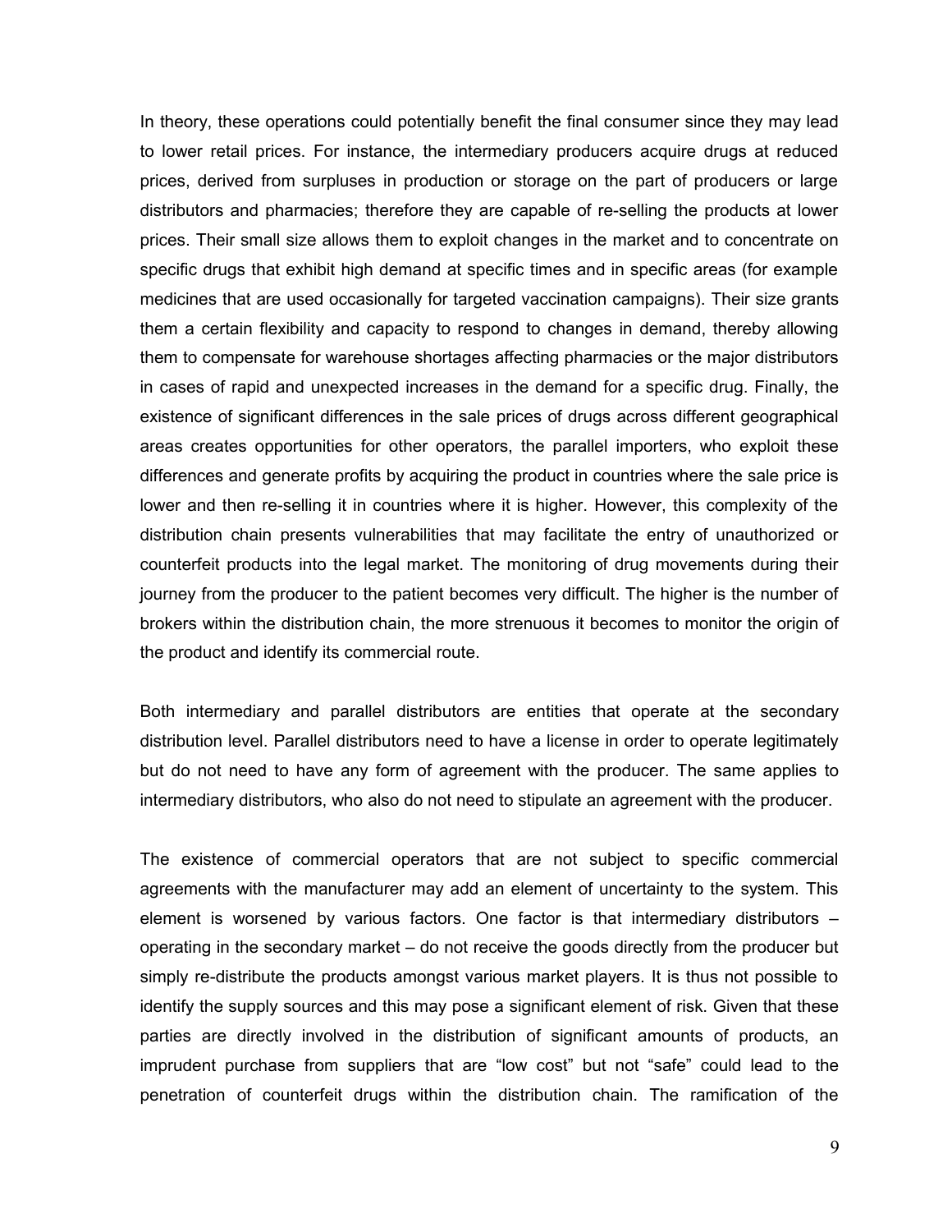In theory, these operations could potentially benefit the final consumer since they may lead to lower retail prices. For instance, the intermediary producers acquire drugs at reduced prices, derived from surpluses in production or storage on the part of producers or large distributors and pharmacies; therefore they are capable of re-selling the products at lower prices. Their small size allows them to exploit changes in the market and to concentrate on specific drugs that exhibit high demand at specific times and in specific areas (for example medicines that are used occasionally for targeted vaccination campaigns). Their size grants them a certain flexibility and capacity to respond to changes in demand, thereby allowing them to compensate for warehouse shortages affecting pharmacies or the major distributors in cases of rapid and unexpected increases in the demand for a specific drug. Finally, the existence of significant differences in the sale prices of drugs across different geographical areas creates opportunities for other operators, the parallel importers, who exploit these differences and generate profits by acquiring the product in countries where the sale price is lower and then re-selling it in countries where it is higher. However, this complexity of the distribution chain presents vulnerabilities that may facilitate the entry of unauthorized or counterfeit products into the legal market. The monitoring of drug movements during their journey from the producer to the patient becomes very difficult. The higher is the number of brokers within the distribution chain, the more strenuous it becomes to monitor the origin of the product and identify its commercial route.

Both intermediary and parallel distributors are entities that operate at the secondary distribution level. Parallel distributors need to have a license in order to operate legitimately but do not need to have any form of agreement with the producer. The same applies to intermediary distributors, who also do not need to stipulate an agreement with the producer.

The existence of commercial operators that are not subject to specific commercial agreements with the manufacturer may add an element of uncertainty to the system. This element is worsened by various factors. One factor is that intermediary distributors – operating in the secondary market – do not receive the goods directly from the producer but simply re-distribute the products amongst various market players. It is thus not possible to identify the supply sources and this may pose a significant element of risk. Given that these parties are directly involved in the distribution of significant amounts of products, an imprudent purchase from suppliers that are "low cost" but not "safe" could lead to the penetration of counterfeit drugs within the distribution chain. The ramification of the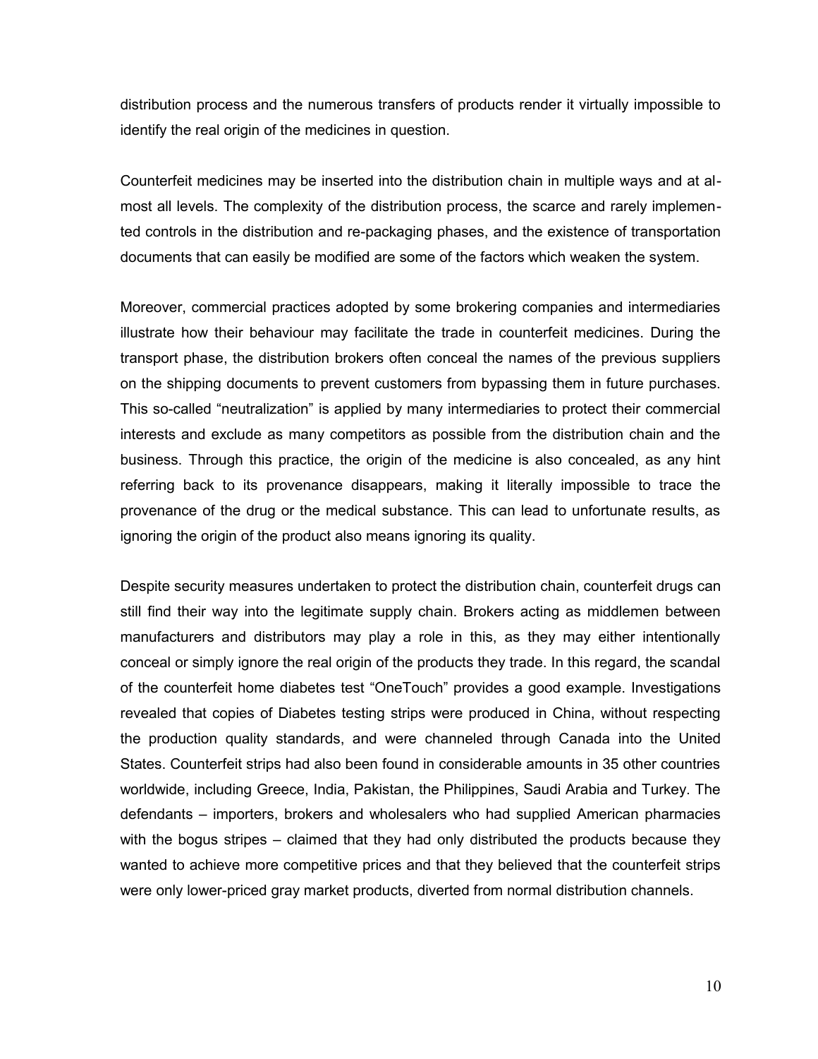distribution process and the numerous transfers of products render it virtually impossible to identify the real origin of the medicines in question.

Counterfeit medicines may be inserted into the distribution chain in multiple ways and at almost all levels. The complexity of the distribution process, the scarce and rarely implemented controls in the distribution and re-packaging phases, and the existence of transportation documents that can easily be modified are some of the factors which weaken the system.

Moreover, commercial practices adopted by some brokering companies and intermediaries illustrate how their behaviour may facilitate the trade in counterfeit medicines. During the transport phase, the distribution brokers often conceal the names of the previous suppliers on the shipping documents to prevent customers from bypassing them in future purchases. This so-called "neutralization" is applied by many intermediaries to protect their commercial interests and exclude as many competitors as possible from the distribution chain and the business. Through this practice, the origin of the medicine is also concealed, as any hint referring back to its provenance disappears, making it literally impossible to trace the provenance of the drug or the medical substance. This can lead to unfortunate results, as ignoring the origin of the product also means ignoring its quality.

Despite security measures undertaken to protect the distribution chain, counterfeit drugs can still find their way into the legitimate supply chain. Brokers acting as middlemen between manufacturers and distributors may play a role in this, as they may either intentionally conceal or simply ignore the real origin of the products they trade. In this regard, the scandal of the counterfeit home diabetes test "OneTouch" provides a good example. Investigations revealed that copies of Diabetes testing strips were produced in China, without respecting the production quality standards, and were channeled through Canada into the United States. Counterfeit strips had also been found in considerable amounts in 35 other countries worldwide, including Greece, India, Pakistan, the Philippines, Saudi Arabia and Turkey. The defendants – importers, brokers and wholesalers who had supplied American pharmacies with the bogus stripes – claimed that they had only distributed the products because they wanted to achieve more competitive prices and that they believed that the counterfeit strips were only lower-priced gray market products, diverted from normal distribution channels.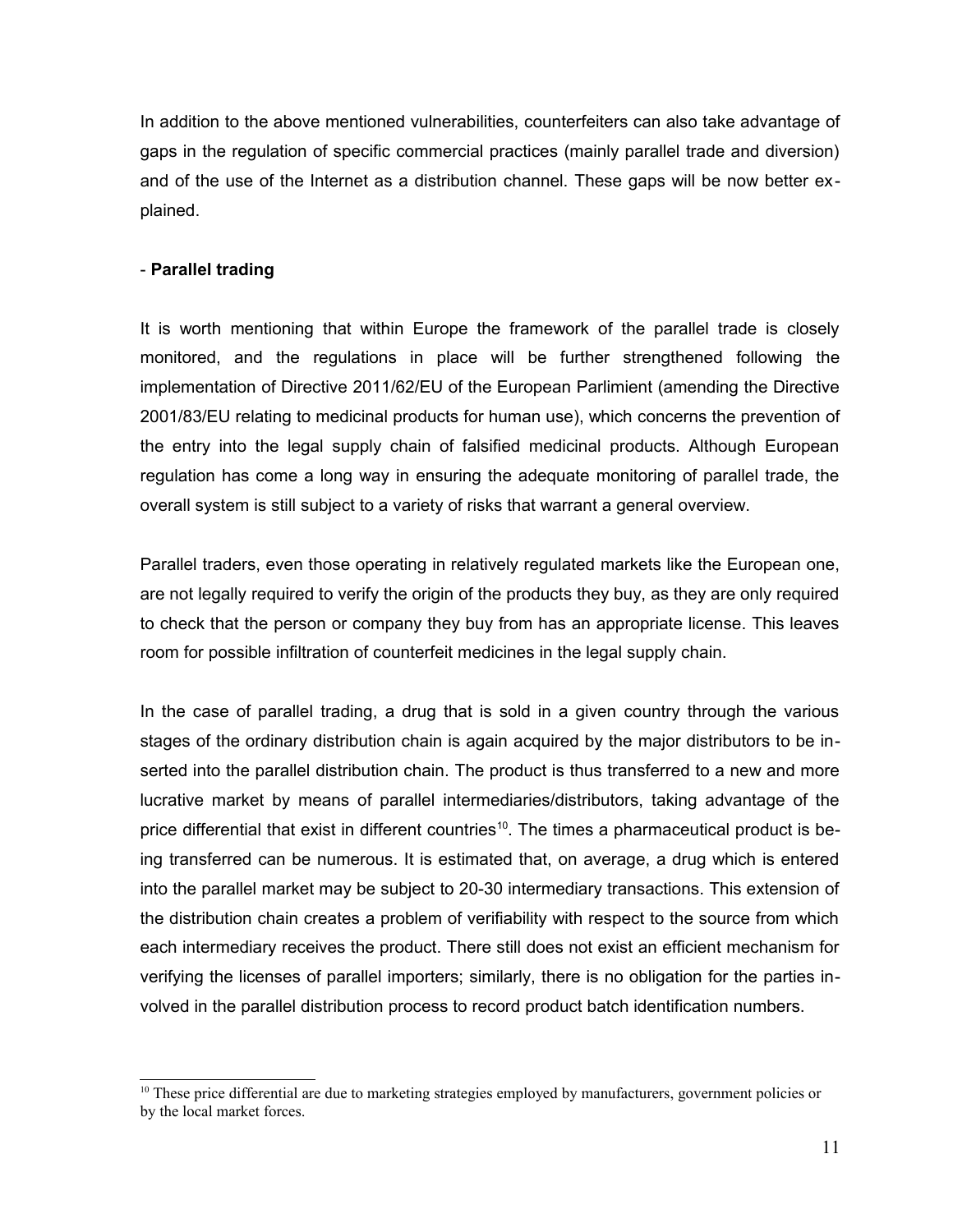In addition to the above mentioned vulnerabilities, counterfeiters can also take advantage of gaps in the regulation of specific commercial practices (mainly parallel trade and diversion) and of the use of the Internet as a distribution channel. These gaps will be now better explained.

- **Parallel trading**

It is worth mentioning that within Europe the framework of the parallel trade is closely monitored, and the regulations in place will be further strengthened following the implementation of Directive 2011/62/EU of the European Parlimient (amending the Directive 2001/83/EU relating to medicinal products for human use), which concerns the prevention of the entry into the legal supply chain of falsified medicinal products. Although European regulation has come a long way in ensuring the adequate monitoring of parallel trade, the overall system is still subject to a variety of risks that warrant a general overview.

Parallel traders, even those operating in relatively regulated markets like the European one, are not legally required to verify the origin of the products they buy, as they are only required to check that the person or company they buy from has an appropriate license. This leaves room for possible infiltration of counterfeit medicines in the legal supply chain.

In the case of parallel trading, a drug that is sold in a given country through the various stages of the ordinary distribution chain is again acquired by the major distributors to be inserted into the parallel distribution chain. The product is thus transferred to a new and more lucrative market by means of parallel intermediaries/distributors, taking advantage of the price differential that exist in different countries[10]. The times a pharmaceutical product is being transferred can be numerous. It is estimated that, on average, a drug which is entered into the parallel market may be subject to 20-30 intermediary transactions. This extension of the distribution chain creates a problem of verifiability with respect to the source from which each intermediary receives the product. There still does not exist an efficient mechanism for verifying the licenses of parallel importers; similarly, there is no obligation for the parties involved in the parallel distribution process to record product batch identification numbers.

[10] These price differential are due to marketing strategies employed by manufacturers, government policies or by the local market forces.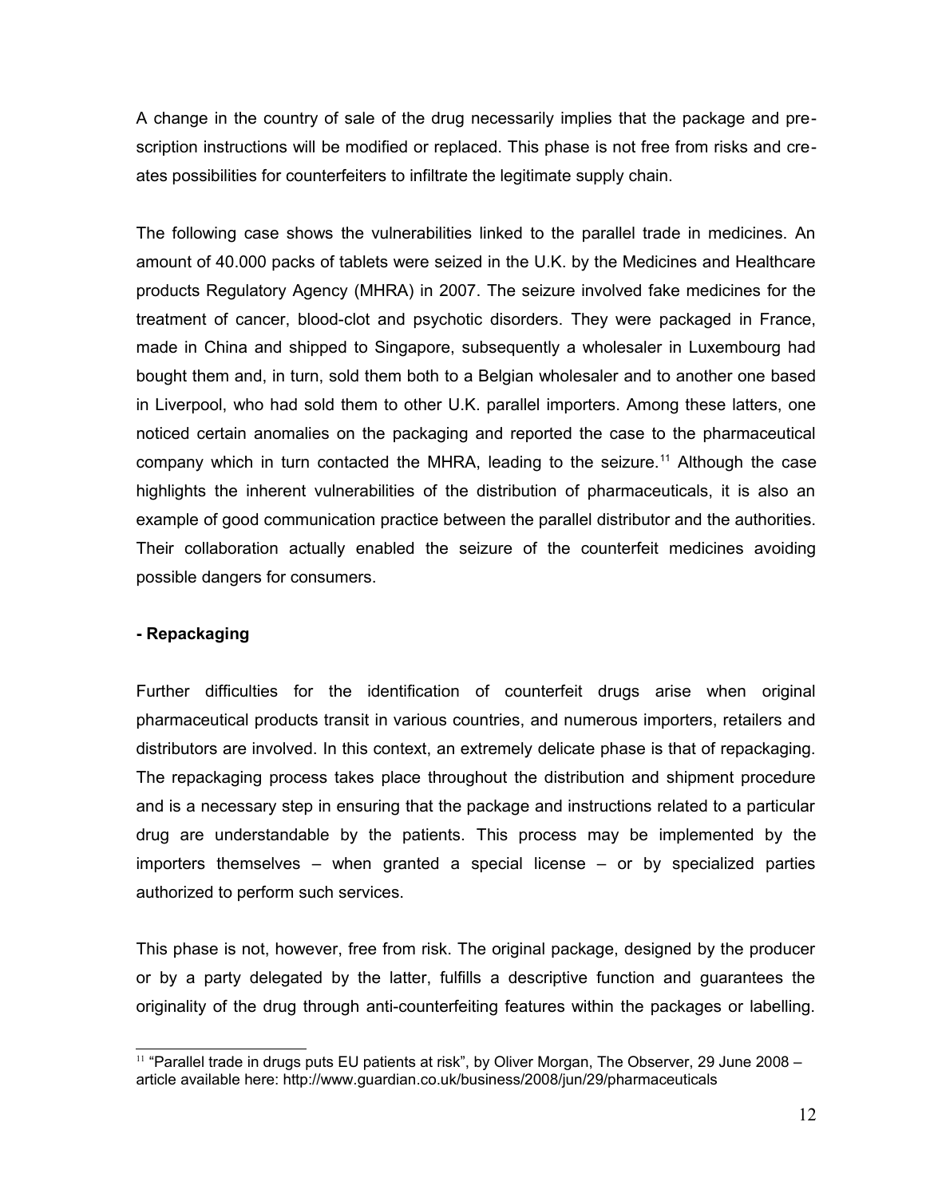A change in the country of sale of the drug necessarily implies that the package and prescription instructions will be modified or replaced. This phase is not free from risks and creates possibilities for counterfeiters to infiltrate the legitimate supply chain.

The following case shows the vulnerabilities linked to the parallel trade in medicines. An amount of 40.000 packs of tablets were seized in the U.K. by the Medicines and Healthcare products Regulatory Agency (MHRA) in 2007. The seizure involved fake medicines for the treatment of cancer, blood-clot and psychotic disorders. They were packaged in France, made in China and shipped to Singapore, subsequently a wholesaler in Luxembourg had bought them and, in turn, sold them both to a Belgian wholesaler and to another one based in Liverpool, who had sold them to other U.K. parallel importers. Among these latters, one noticed certain anomalies on the packaging and reported the case to the pharmaceutical company which in turn contacted the MHRA, leading to the seizure.[11] Although the case highlights the inherent vulnerabilities of the distribution of pharmaceuticals, it is also an example of good communication practice between the parallel distributor and the authorities. Their collaboration actually enabled the seizure of the counterfeit medicines avoiding possible dangers for consumers.

**- Repackaging**

Further difficulties for the identification of counterfeit drugs arise when original pharmaceutical products transit in various countries, and numerous importers, retailers and distributors are involved. In this context, an extremely delicate phase is that of repackaging. The repackaging process takes place throughout the distribution and shipment procedure and is a necessary step in ensuring that the package and instructions related to a particular drug are understandable by the patients. This process may be implemented by the importers themselves – when granted a special license – or by specialized parties authorized to perform such services.

This phase is not, however, free from risk. The original package, designed by the producer or by a party delegated by the latter, fulfills a descriptive function and guarantees the originality of the drug through anti-counterfeiting features within the packages or labelling.

[11] "Parallel trade in drugs puts EU patients at risk", by Oliver Morgan, The Observer, 29 June 2008 – article available here: http://www.guardian.co.uk/business/2008/jun/29/pharmaceuticals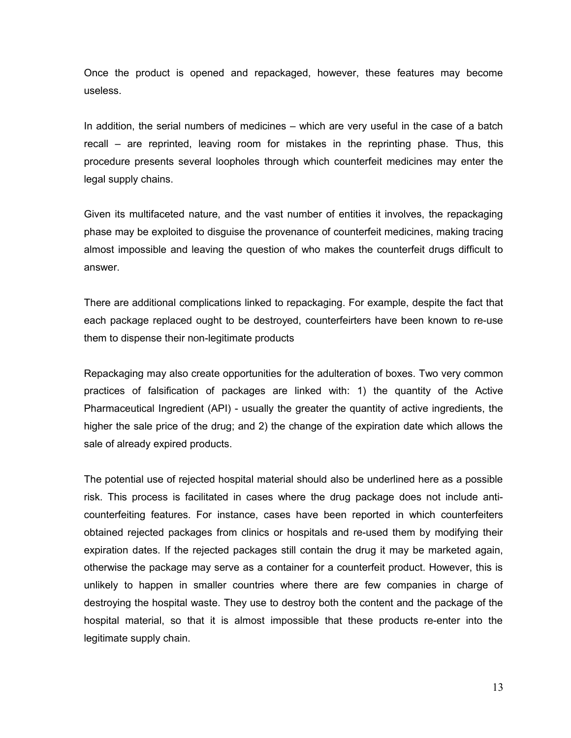Once the product is opened and repackaged, however, these features may become useless.

In addition, the serial numbers of medicines – which are very useful in the case of a batch recall – are reprinted, leaving room for mistakes in the reprinting phase. Thus, this procedure presents several loopholes through which counterfeit medicines may enter the legal supply chains.

Given its multifaceted nature, and the vast number of entities it involves, the repackaging phase may be exploited to disguise the provenance of counterfeit medicines, making tracing almost impossible and leaving the question of who makes the counterfeit drugs difficult to answer.

There are additional complications linked to repackaging. For example, despite the fact that each package replaced ought to be destroyed, counterfeirters have been known to re-use them to dispense their non-legitimate products

Repackaging may also create opportunities for the adulteration of boxes. Two very common practices of falsification of packages are linked with: 1) the quantity of the Active Pharmaceutical Ingredient (API) - usually the greater the quantity of active ingredients, the higher the sale price of the drug; and 2) the change of the expiration date which allows the sale of already expired products.

The potential use of rejected hospital material should also be underlined here as a possible risk. This process is facilitated in cases where the drug package does not include anti-counterfeiting features. For instance, cases have been reported in which counterfeiters obtained rejected packages from clinics or hospitals and re-used them by modifying their expiration dates. If the rejected packages still contain the drug it may be marketed again, otherwise the package may serve as a container for a counterfeit product. However, this is unlikely to happen in smaller countries where there are few companies in charge of destroying the hospital waste. They use to destroy both the content and the package of the hospital material, so that it is almost impossible that these products re-enter into the legitimate supply chain.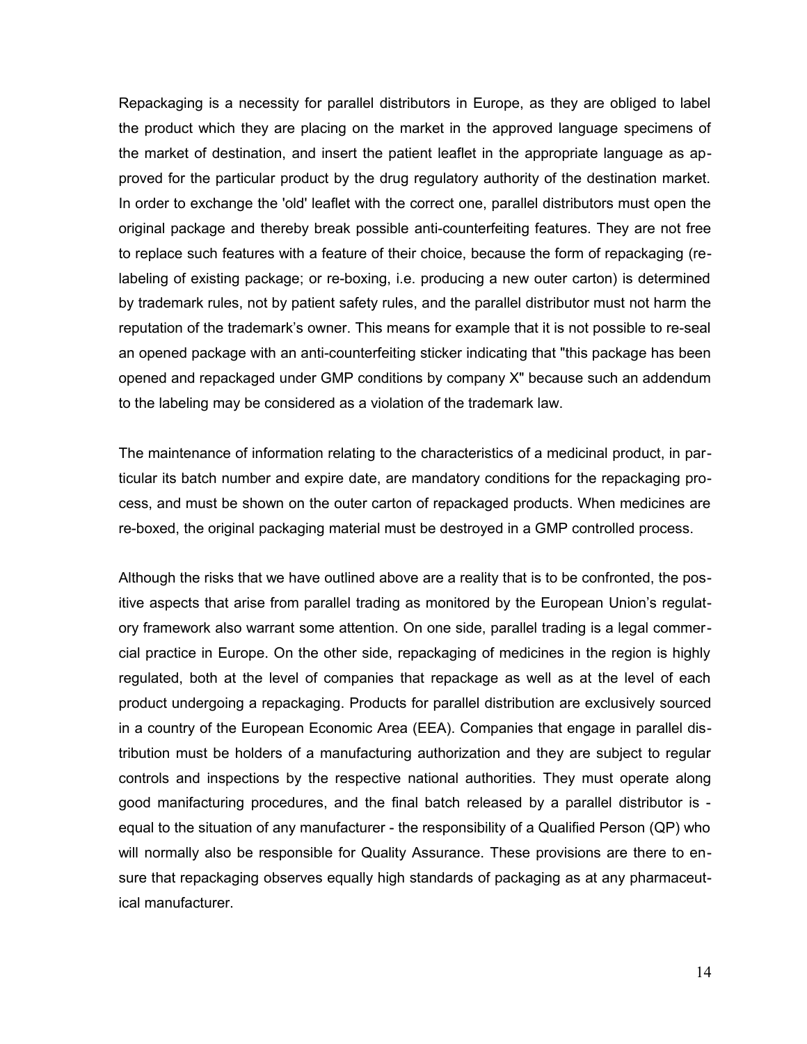Repackaging is a necessity for parallel distributors in Europe, as they are obliged to label the product which they are placing on the market in the approved language specimens of the market of destination, and insert the patient leaflet in the appropriate language as approved for the particular product by the drug regulatory authority of the destination market. In order to exchange the 'old' leaflet with the correct one, parallel distributors must open the original package and thereby break possible anti-counterfeiting features. They are not free to replace such features with a feature of their choice, because the form of repackaging (re-labeling of existing package; or re-boxing, i.e. producing a new outer carton) is determined by trademark rules, not by patient safety rules, and the parallel distributor must not harm the reputation of the trademark's owner. This means for example that it is not possible to re-seal an opened package with an anti-counterfeiting sticker indicating that "this package has been opened and repackaged under GMP conditions by company X" because such an addendum to the labeling may be considered as a violation of the trademark law.

The maintenance of information relating to the characteristics of a medicinal product, in particular its batch number and expire date, are mandatory conditions for the repackaging process, and must be shown on the outer carton of repackaged products. When medicines are re-boxed, the original packaging material must be destroyed in a GMP controlled process.

Although the risks that we have outlined above are a reality that is to be confronted, the positive aspects that arise from parallel trading as monitored by the European Union's regulatory framework also warrant some attention. On one side, parallel trading is a legal commercial practice in Europe. On the other side, repackaging of medicines in the region is highly regulated, both at the level of companies that repackage as well as at the level of each product undergoing a repackaging. Products for parallel distribution are exclusively sourced in a country of the European Economic Area (EEA). Companies that engage in parallel distribution must be holders of a manufacturing authorization and they are subject to regular controls and inspections by the respective national authorities. They must operate along good manifacturing procedures, and the final batch released by a parallel distributor is - equal to the situation of any manufacturer - the responsibility of a Qualified Person (QP) who will normally also be responsible for Quality Assurance. These provisions are there to ensure that repackaging observes equally high standards of packaging as at any pharmaceutical manufacturer.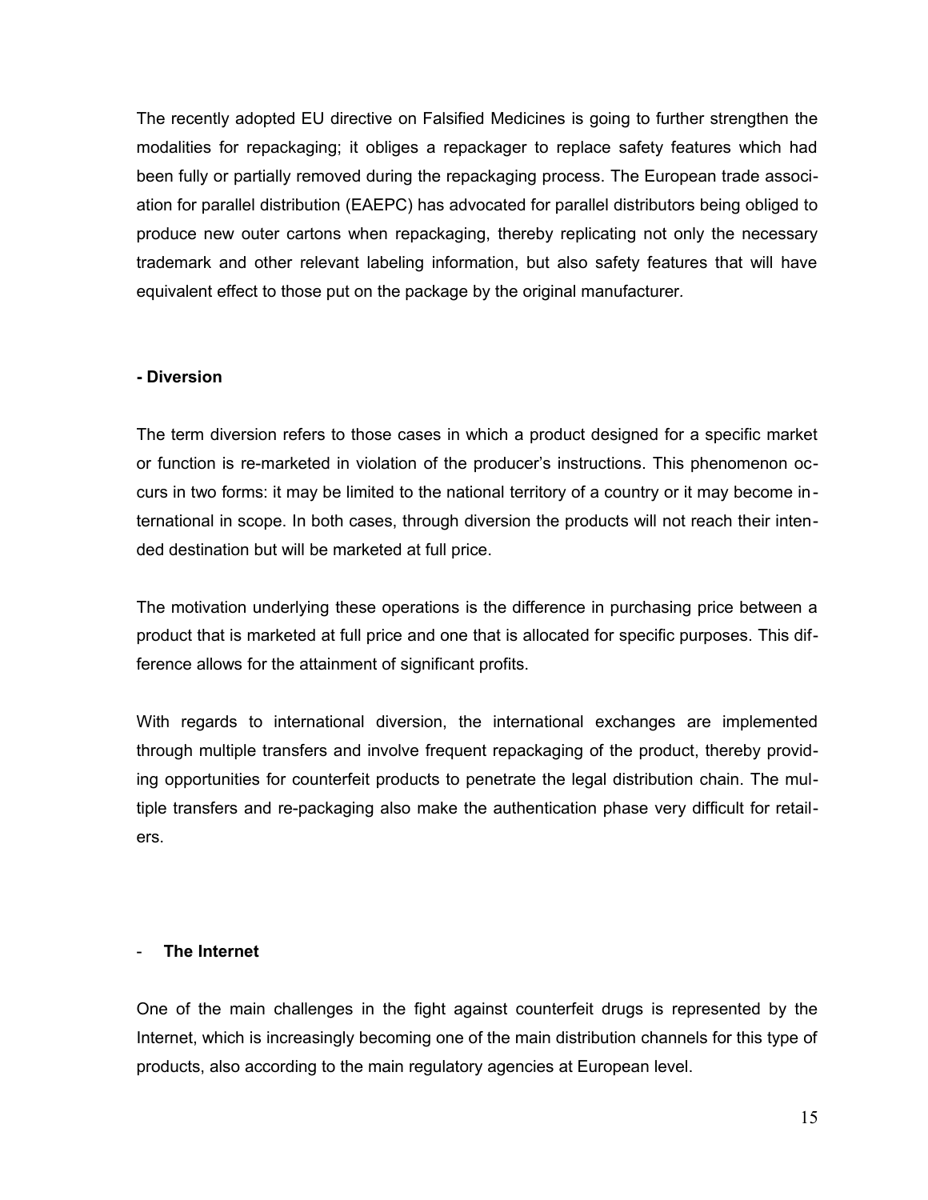The recently adopted EU directive on Falsified Medicines is going to further strengthen the modalities for repackaging; it obliges a repackager to replace safety features which had been fully or partially removed during the repackaging process. The European trade association for parallel distribution (EAEPC) has advocated for parallel distributors being obliged to produce new outer cartons when repackaging, thereby replicating not only the necessary trademark and other relevant labeling information, but also safety features that will have equivalent effect to those put on the package by the original manufacturer.

**- Diversion**

The term diversion refers to those cases in which a product designed for a specific market or function is re-marketed in violation of the producer's instructions. This phenomenon occurs in two forms: it may be limited to the national territory of a country or it may become international in scope. In both cases, through diversion the products will not reach their intended destination but will be marketed at full price.

The motivation underlying these operations is the difference in purchasing price between a product that is marketed at full price and one that is allocated for specific purposes. This difference allows for the attainment of significant profits.

With regards to international diversion, the international exchanges are implemented through multiple transfers and involve frequent repackaging of the product, thereby providing opportunities for counterfeit products to penetrate the legal distribution chain. The multiple transfers and re-packaging also make the authentication phase very difficult for retailers.

- **The Internet**

One of the main challenges in the fight against counterfeit drugs is represented by the Internet, which is increasingly becoming one of the main distribution channels for this type of products, also according to the main regulatory agencies at European level.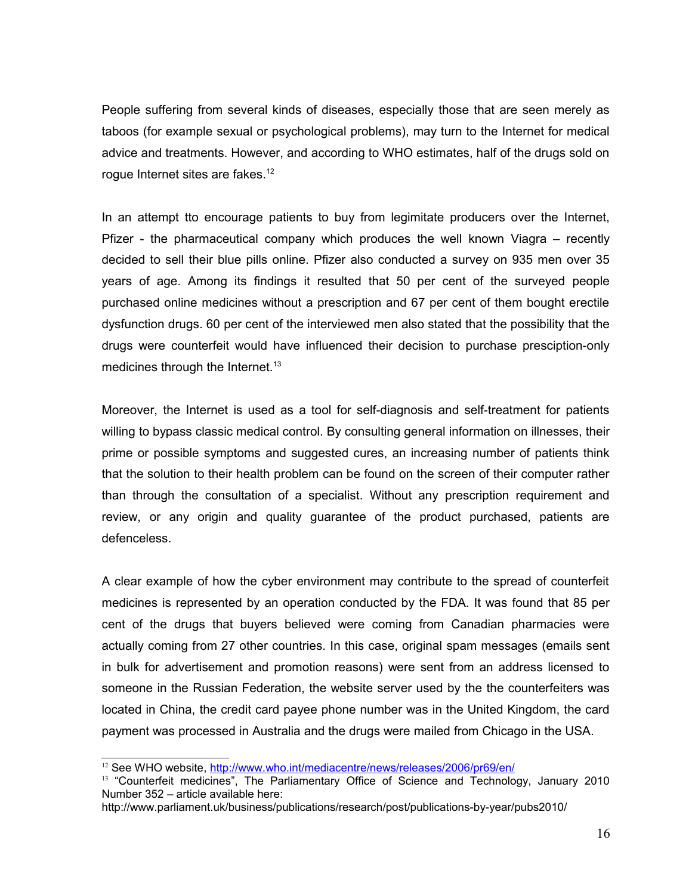People suffering from several kinds of diseases, especially those that are seen merely as taboos (for example sexual or psychological problems), may turn to the Internet for medical advice and treatments. However, and according to WHO estimates, half of the drugs sold on rogue Internet sites are fakes.[12]

In an attempt tto encourage patients to buy from legimitate producers over the Internet, Pfizer - the pharmaceutical company which produces the well known Viagra – recently decided to sell their blue pills online. Pfizer also conducted a survey on 935 men over 35 years of age. Among its findings it resulted that 50 per cent of the surveyed people purchased online medicines without a prescription and 67 per cent of them bought erectile dysfunction drugs. 60 per cent of the interviewed men also stated that the possibility that the drugs were counterfeit would have influenced their decision to purchase presciption-only medicines through the Internet.[13]

Moreover, the Internet is used as a tool for self-diagnosis and self-treatment for patients willing to bypass classic medical control. By consulting general information on illnesses, their prime or possible symptoms and suggested cures, an increasing number of patients think that the solution to their health problem can be found on the screen of their computer rather than through the consultation of a specialist. Without any prescription requirement and review, or any origin and quality guarantee of the product purchased, patients are defenceless.

A clear example of how the cyber environment may contribute to the spread of counterfeit medicines is represented by an operation conducted by the FDA. It was found that 85 per cent of the drugs that buyers believed were coming from Canadian pharmacies were actually coming from 27 other countries. In this case, original spam messages (emails sent in bulk for advertisement and promotion reasons) were sent from an address licensed to someone in the Russian Federation, the website server used by the the counterfeiters was located in China, the credit card payee phone number was in the United Kingdom, the card payment was processed in Australia and the drugs were mailed from Chicago in the USA.

---

[12] See WHO website, http://www.who.int/mediacentre/news/releases/2006/pr69/en/

[13] "Counterfeit medicines", The Parliamentary Office of Science and Technology, January 2010 Number 352 – article available here: http://www.parliament.uk/business/publications/research/post/publications-by-year/pubs2010/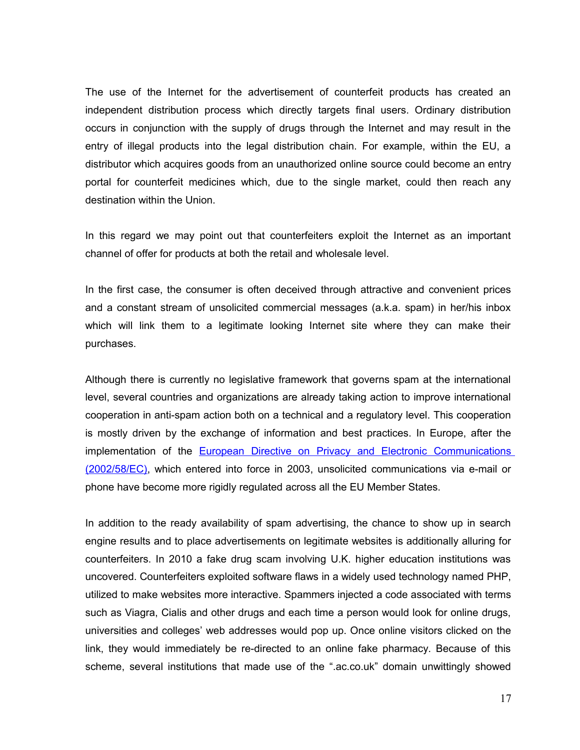The use of the Internet for the advertisement of counterfeit products has created an independent distribution process which directly targets final users. Ordinary distribution occurs in conjunction with the supply of drugs through the Internet and may result in the entry of illegal products into the legal distribution chain. For example, within the EU, a distributor which acquires goods from an unauthorized online source could become an entry portal for counterfeit medicines which, due to the single market, could then reach any destination within the Union.

In this regard we may point out that counterfeiters exploit the Internet as an important channel of offer for products at both the retail and wholesale level.

In the first case, the consumer is often deceived through attractive and convenient prices and a constant stream of unsolicited commercial messages (a.k.a. spam) in her/his inbox which will link them to a legitimate looking Internet site where they can make their purchases.

Although there is currently no legislative framework that governs spam at the international level, several countries and organizations are already taking action to improve international cooperation in anti-spam action both on a technical and a regulatory level. This cooperation is mostly driven by the exchange of information and best practices. In Europe, after the implementation of the European Directive on Privacy and Electronic Communications (2002/58/EC), which entered into force in 2003, unsolicited communications via e-mail or phone have become more rigidly regulated across all the EU Member States.

In addition to the ready availability of spam advertising, the chance to show up in search engine results and to place advertisements on legitimate websites is additionally alluring for counterfeiters. In 2010 a fake drug scam involving U.K. higher education institutions was uncovered. Counterfeiters exploited software flaws in a widely used technology named PHP, utilized to make websites more interactive. Spammers injected a code associated with terms such as Viagra, Cialis and other drugs and each time a person would look for online drugs, universities and colleges' web addresses would pop up. Once online visitors clicked on the link, they would immediately be re-directed to an online fake pharmacy. Because of this scheme, several institutions that made use of the ".ac.co.uk" domain unwittingly showed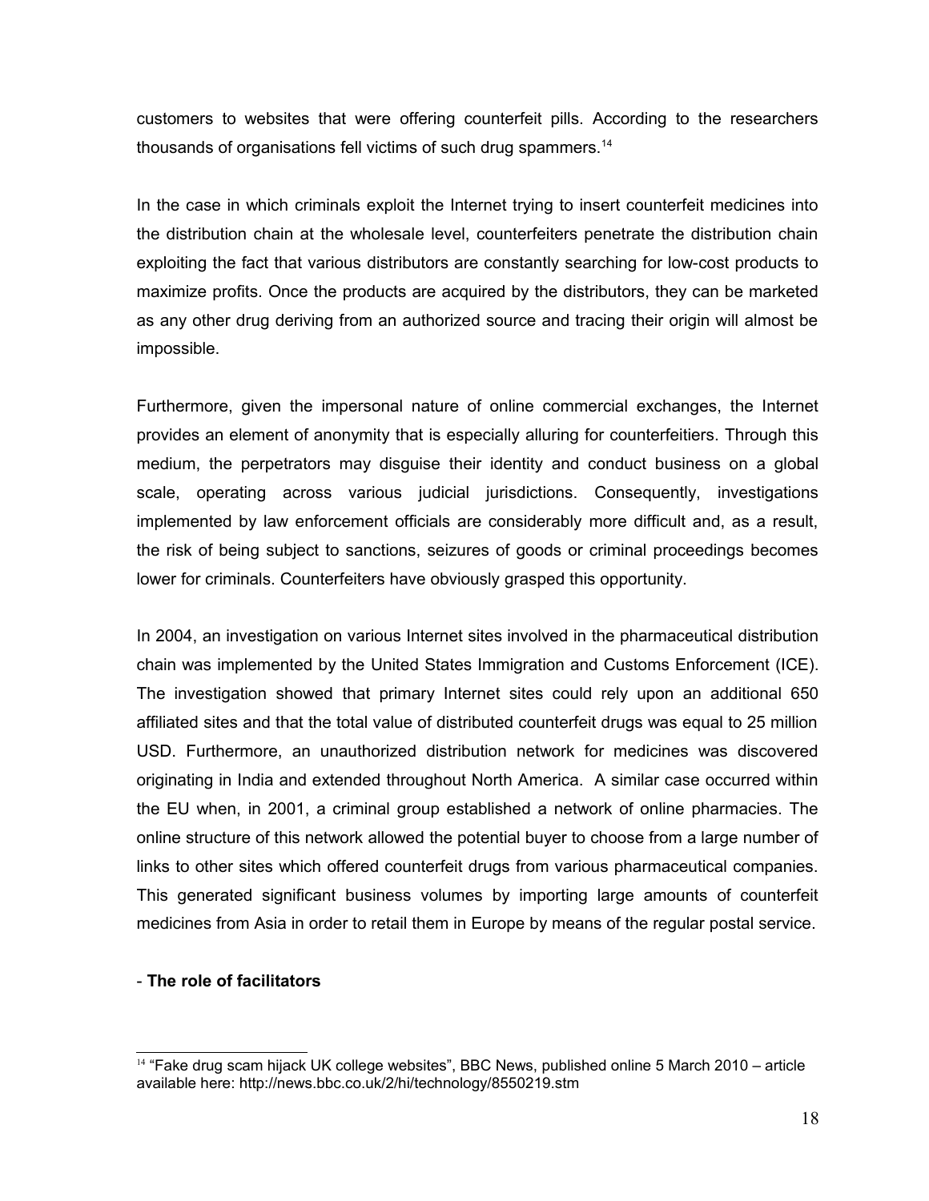customers to websites that were offering counterfeit pills. According to the researchers thousands of organisations fell victims of such drug spammers.[14]

In the case in which criminals exploit the Internet trying to insert counterfeit medicines into the distribution chain at the wholesale level, counterfeiters penetrate the distribution chain exploiting the fact that various distributors are constantly searching for low-cost products to maximize profits. Once the products are acquired by the distributors, they can be marketed as any other drug deriving from an authorized source and tracing their origin will almost be impossible.

Furthermore, given the impersonal nature of online commercial exchanges, the Internet provides an element of anonymity that is especially alluring for counterfeitiers. Through this medium, the perpetrators may disguise their identity and conduct business on a global scale, operating across various judicial jurisdictions. Consequently, investigations implemented by law enforcement officials are considerably more difficult and, as a result, the risk of being subject to sanctions, seizures of goods or criminal proceedings becomes lower for criminals. Counterfeiters have obviously grasped this opportunity.

In 2004, an investigation on various Internet sites involved in the pharmaceutical distribution chain was implemented by the United States Immigration and Customs Enforcement (ICE). The investigation showed that primary Internet sites could rely upon an additional 650 affiliated sites and that the total value of distributed counterfeit drugs was equal to 25 million USD. Furthermore, an unauthorized distribution network for medicines was discovered originating in India and extended throughout North America. A similar case occurred within the EU when, in 2001, a criminal group established a network of online pharmacies. The online structure of this network allowed the potential buyer to choose from a large number of links to other sites which offered counterfeit drugs from various pharmaceutical companies. This generated significant business volumes by importing large amounts of counterfeit medicines from Asia in order to retail them in Europe by means of the regular postal service.

- **The role of facilitators**

[14] "Fake drug scam hijack UK college websites", BBC News, published online 5 March 2010 – article available here: http://news.bbc.co.uk/2/hi/technology/8550219.stm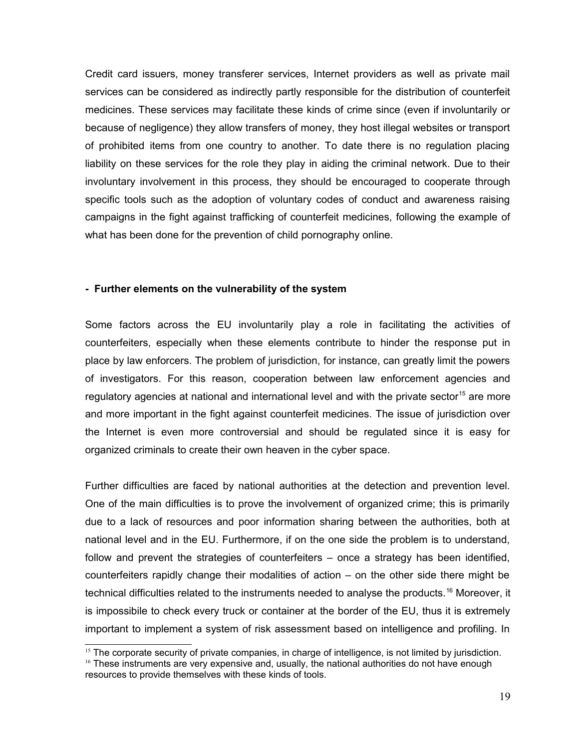Credit card issuers, money transferer services, Internet providers as well as private mail services can be considered as indirectly partly responsible for the distribution of counterfeit medicines. These services may facilitate these kinds of crime since (even if involuntarily or because of negligence) they allow transfers of money, they host illegal websites or transport of prohibited items from one country to another. To date there is no regulation placing liability on these services for the role they play in aiding the criminal network. Due to their involuntary involvement in this process, they should be encouraged to cooperate through specific tools such as the adoption of voluntary codes of conduct and awareness raising campaigns in the fight against trafficking of counterfeit medicines, following the example of what has been done for the prevention of child pornography online.

**- Further elements on the vulnerability of the system**

Some factors across the EU involuntarily play a role in facilitating the activities of counterfeiters, especially when these elements contribute to hinder the response put in place by law enforcers. The problem of jurisdiction, for instance, can greatly limit the powers of investigators. For this reason, cooperation between law enforcement agencies and regulatory agencies at national and international level and with the private sector[15] are more and more important in the fight against counterfeit medicines. The issue of jurisdiction over the Internet is even more controversial and should be regulated since it is easy for organized criminals to create their own heaven in the cyber space.

Further difficulties are faced by national authorities at the detection and prevention level. One of the main difficulties is to prove the involvement of organized crime; this is primarily due to a lack of resources and poor information sharing between the authorities, both at national level and in the EU. Furthermore, if on the one side the problem is to understand, follow and prevent the strategies of counterfeiters – once a strategy has been identified, counterfeiters rapidly change their modalities of action – on the other side there might be technical difficulties related to the instruments needed to analyse the products.[16] Moreover, it is impossibile to check every truck or container at the border of the EU, thus it is extremely important to implement a system of risk assessment based on intelligence and profiling. In

[15] The corporate security of private companies, in charge of intelligence, is not limited by jurisdiction.

[16] These instruments are very expensive and, usually, the national authorities do not have enough resources to provide themselves with these kinds of tools.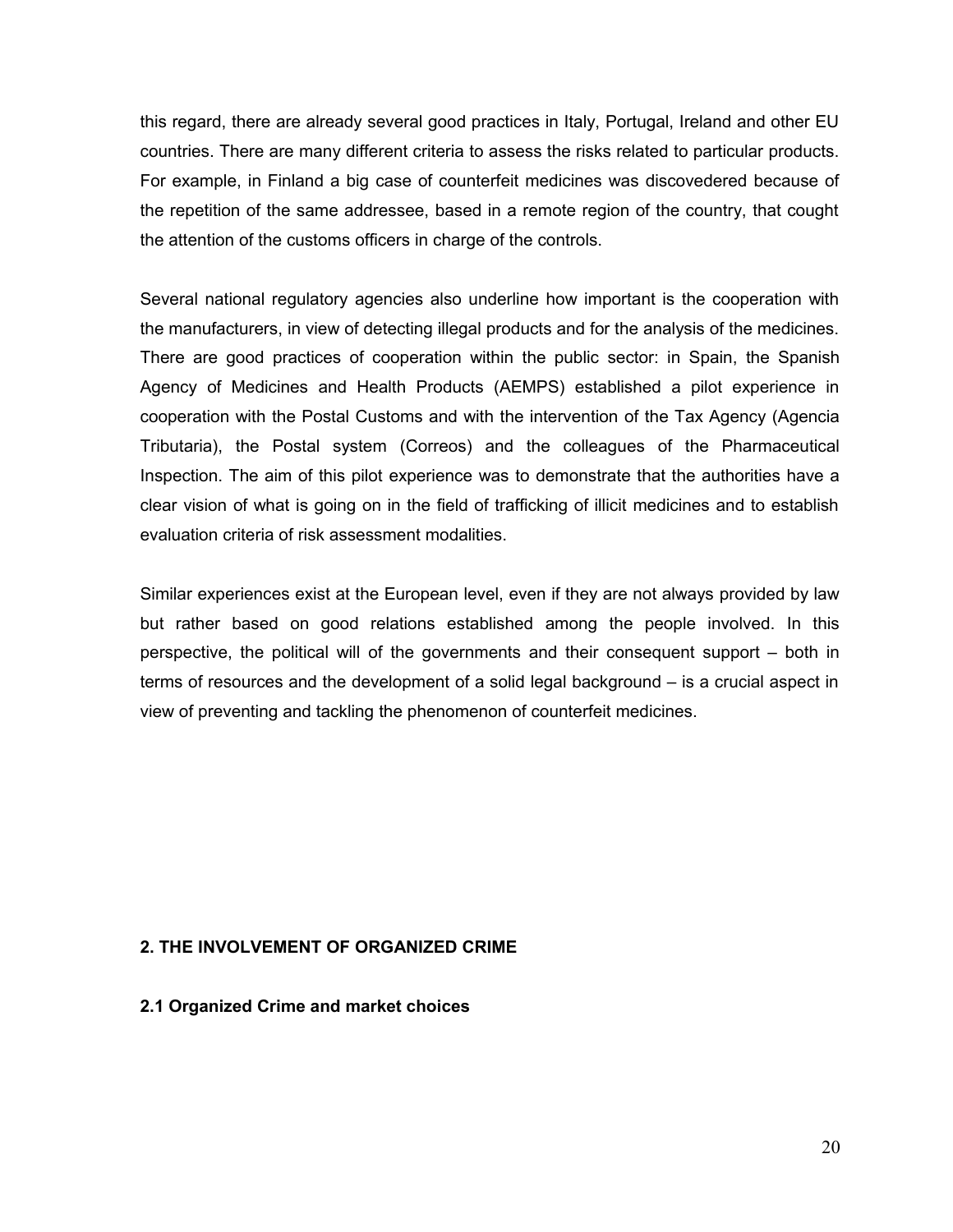this regard, there are already several good practices in Italy, Portugal, Ireland and other EU countries. There are many different criteria to assess the risks related to particular products. For example, in Finland a big case of counterfeit medicines was discovedered because of the repetition of the same addressee, based in a remote region of the country, that cought the attention of the customs officers in charge of the controls.

Several national regulatory agencies also underline how important is the cooperation with the manufacturers, in view of detecting illegal products and for the analysis of the medicines. There are good practices of cooperation within the public sector: in Spain, the Spanish Agency of Medicines and Health Products (AEMPS) established a pilot experience in cooperation with the Postal Customs and with the intervention of the Tax Agency (Agencia Tributaria), the Postal system (Correos) and the colleagues of the Pharmaceutical Inspection. The aim of this pilot experience was to demonstrate that the authorities have a clear vision of what is going on in the field of trafficking of illicit medicines and to establish evaluation criteria of risk assessment modalities.

Similar experiences exist at the European level, even if they are not always provided by law but rather based on good relations established among the people involved. In this perspective, the political will of the governments and their consequent support – both in terms of resources and the development of a solid legal background – is a crucial aspect in view of preventing and tackling the phenomenon of counterfeit medicines.

## 2. THE INVOLVEMENT OF ORGANIZED CRIME

### 2.1 Organized Crime and market choices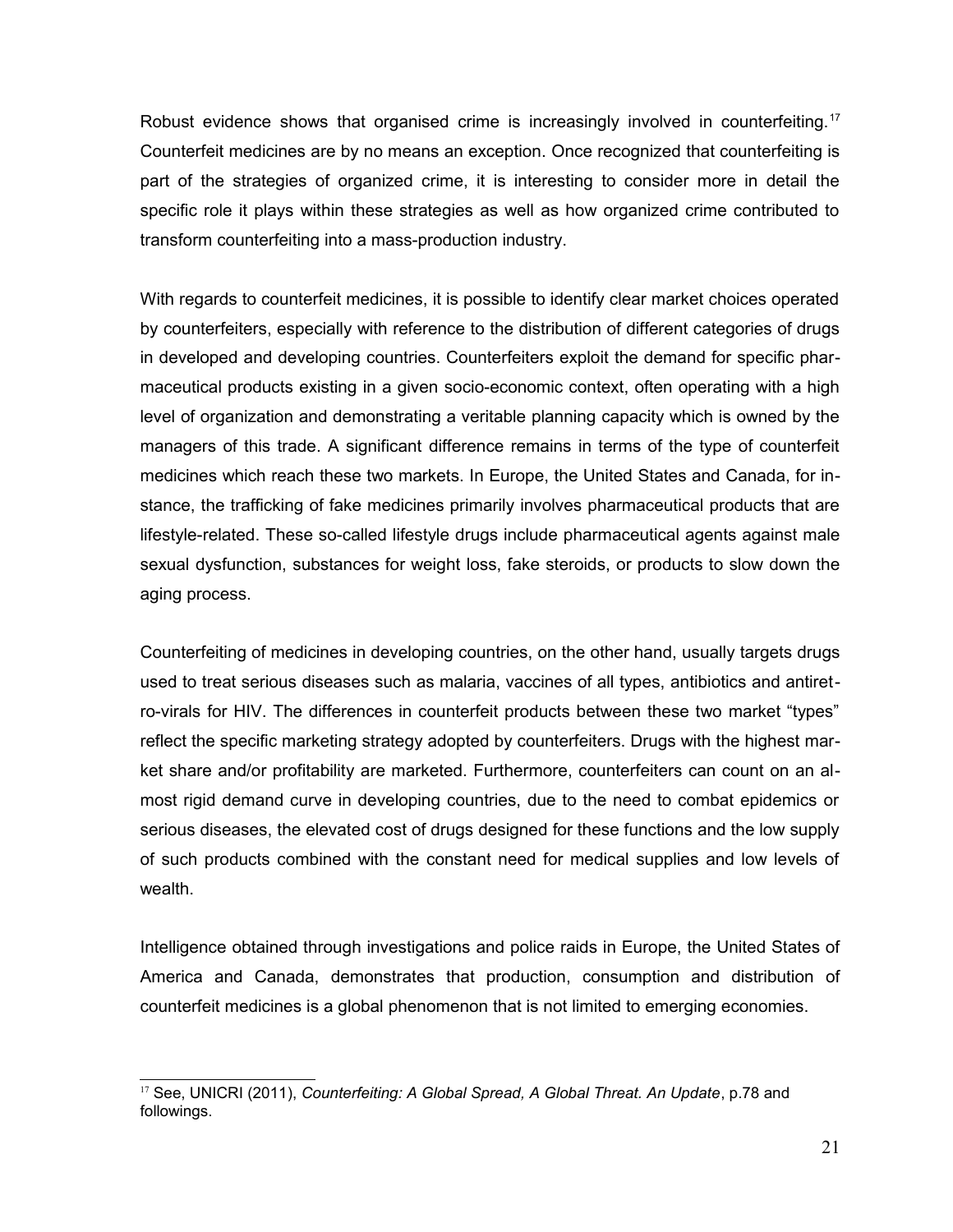Robust evidence shows that organised crime is increasingly involved in counterfeiting.[17] Counterfeit medicines are by no means an exception. Once recognized that counterfeiting is part of the strategies of organized crime, it is interesting to consider more in detail the specific role it plays within these strategies as well as how organized crime contributed to transform counterfeiting into a mass-production industry.

With regards to counterfeit medicines, it is possible to identify clear market choices operated by counterfeiters, especially with reference to the distribution of different categories of drugs in developed and developing countries. Counterfeiters exploit the demand for specific pharmaceutical products existing in a given socio-economic context, often operating with a high level of organization and demonstrating a veritable planning capacity which is owned by the managers of this trade. A significant difference remains in terms of the type of counterfeit medicines which reach these two markets. In Europe, the United States and Canada, for instance, the trafficking of fake medicines primarily involves pharmaceutical products that are lifestyle-related. These so-called lifestyle drugs include pharmaceutical agents against male sexual dysfunction, substances for weight loss, fake steroids, or products to slow down the aging process.

Counterfeiting of medicines in developing countries, on the other hand, usually targets drugs used to treat serious diseases such as malaria, vaccines of all types, antibiotics and antiretro-virals for HIV. The differences in counterfeit products between these two market "types" reflect the specific marketing strategy adopted by counterfeiters. Drugs with the highest market share and/or profitability are marketed. Furthermore, counterfeiters can count on an almost rigid demand curve in developing countries, due to the need to combat epidemics or serious diseases, the elevated cost of drugs designed for these functions and the low supply of such products combined with the constant need for medical supplies and low levels of wealth.

Intelligence obtained through investigations and police raids in Europe, the United States of America and Canada, demonstrates that production, consumption and distribution of counterfeit medicines is a global phenomenon that is not limited to emerging economies.

---

[17] See, UNICRI (2011), *Counterfeiting: A Global Spread, A Global Threat. An Update*, p.78 and followings.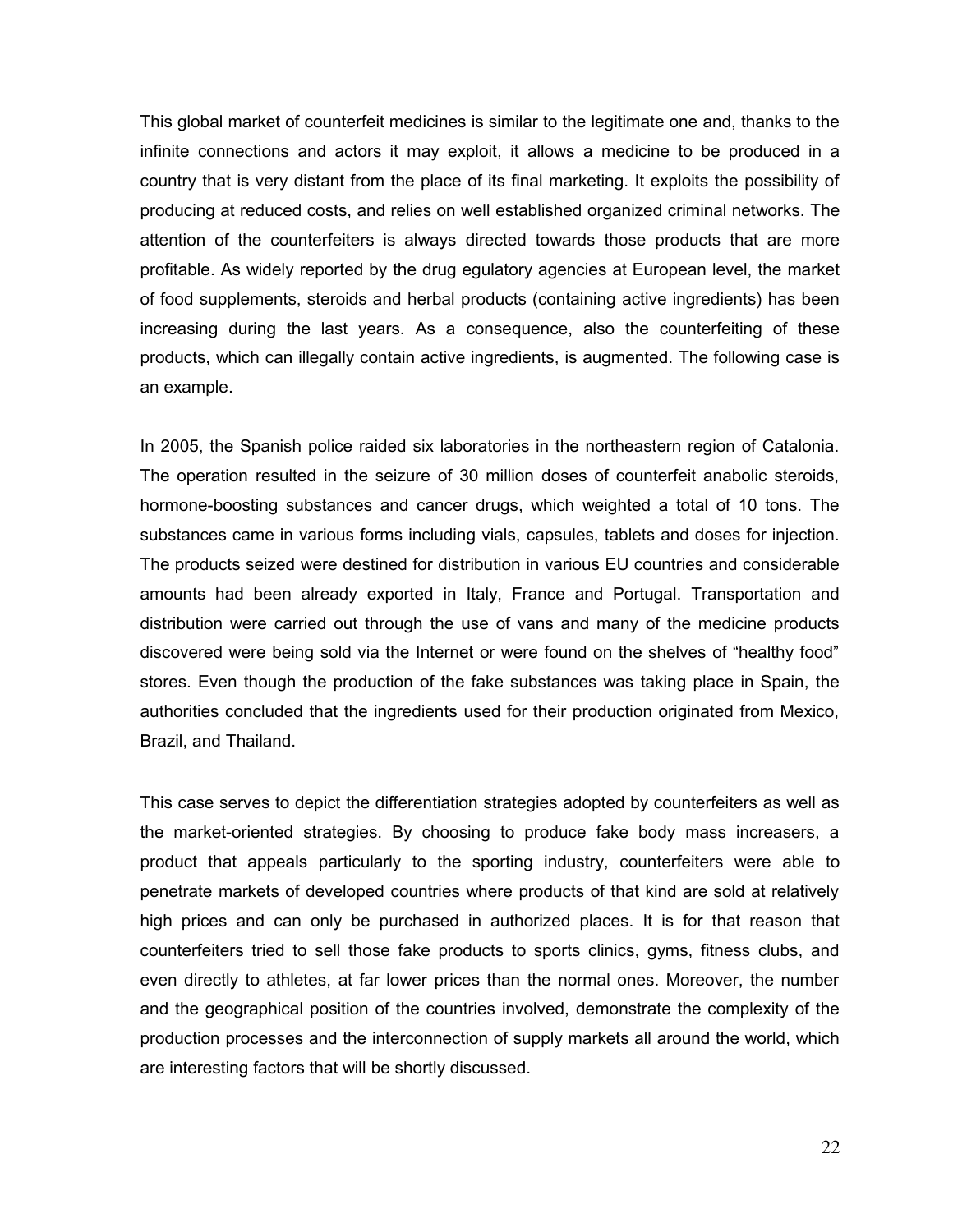This global market of counterfeit medicines is similar to the legitimate one and, thanks to the infinite connections and actors it may exploit, it allows a medicine to be produced in a country that is very distant from the place of its final marketing. It exploits the possibility of producing at reduced costs, and relies on well established organized criminal networks. The attention of the counterfeiters is always directed towards those products that are more profitable. As widely reported by the drug egulatory agencies at European level, the market of food supplements, steroids and herbal products (containing active ingredients) has been increasing during the last years. As a consequence, also the counterfeiting of these products, which can illegally contain active ingredients, is augmented. The following case is an example.

In 2005, the Spanish police raided six laboratories in the northeastern region of Catalonia. The operation resulted in the seizure of 30 million doses of counterfeit anabolic steroids, hormone-boosting substances and cancer drugs, which weighted a total of 10 tons. The substances came in various forms including vials, capsules, tablets and doses for injection. The products seized were destined for distribution in various EU countries and considerable amounts had been already exported in Italy, France and Portugal. Transportation and distribution were carried out through the use of vans and many of the medicine products discovered were being sold via the Internet or were found on the shelves of "healthy food" stores. Even though the production of the fake substances was taking place in Spain, the authorities concluded that the ingredients used for their production originated from Mexico, Brazil, and Thailand.

This case serves to depict the differentiation strategies adopted by counterfeiters as well as the market-oriented strategies. By choosing to produce fake body mass increasers, a product that appeals particularly to the sporting industry, counterfeiters were able to penetrate markets of developed countries where products of that kind are sold at relatively high prices and can only be purchased in authorized places. It is for that reason that counterfeiters tried to sell those fake products to sports clinics, gyms, fitness clubs, and even directly to athletes, at far lower prices than the normal ones. Moreover, the number and the geographical position of the countries involved, demonstrate the complexity of the production processes and the interconnection of supply markets all around the world, which are interesting factors that will be shortly discussed.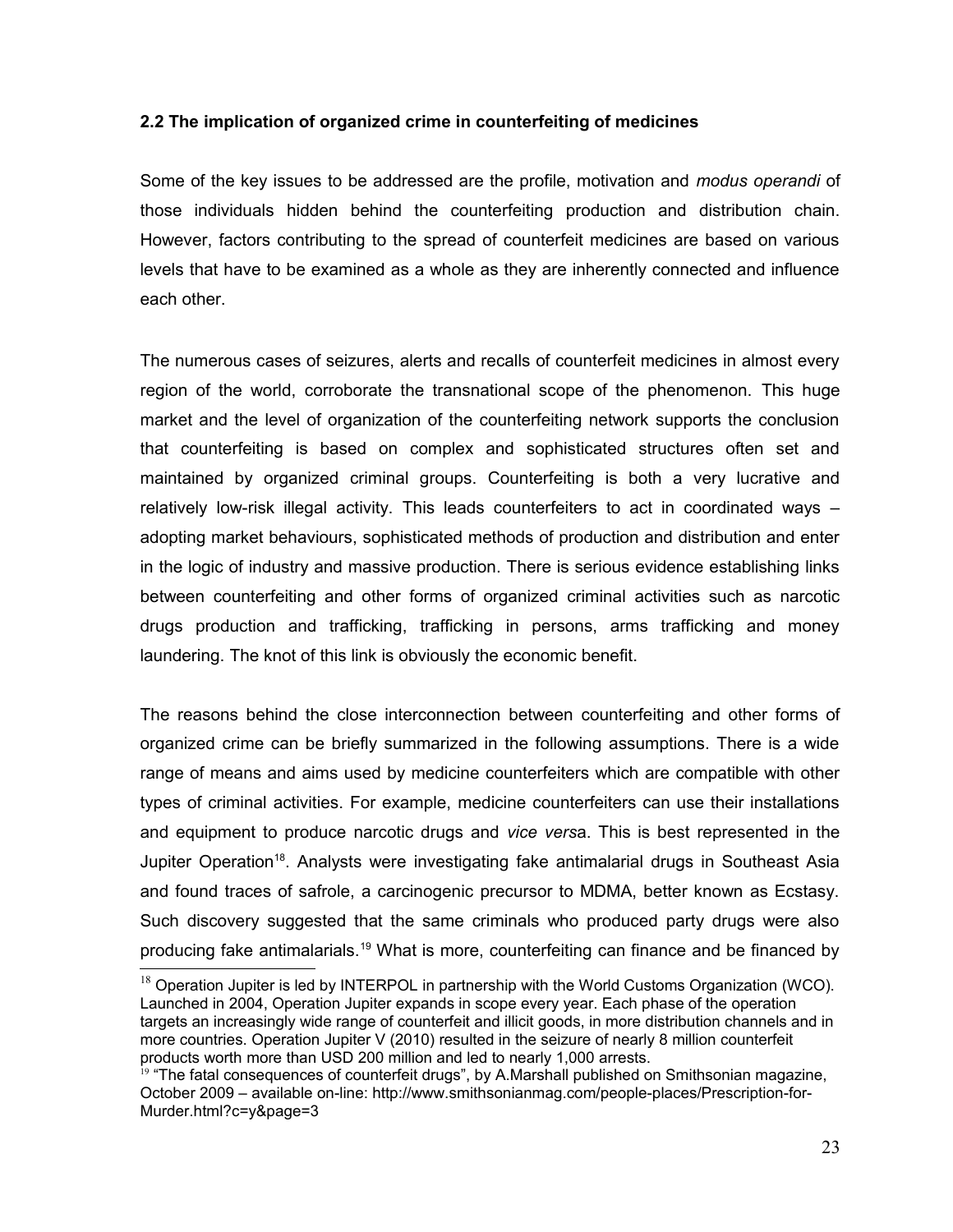### 2.2 The implication of organized crime in counterfeiting of medicines

Some of the key issues to be addressed are the profile, motivation and *modus operandi* of those individuals hidden behind the counterfeiting production and distribution chain. However, factors contributing to the spread of counterfeit medicines are based on various levels that have to be examined as a whole as they are inherently connected and influence each other.

The numerous cases of seizures, alerts and recalls of counterfeit medicines in almost every region of the world, corroborate the transnational scope of the phenomenon. This huge market and the level of organization of the counterfeiting network supports the conclusion that counterfeiting is based on complex and sophisticated structures often set and maintained by organized criminal groups. Counterfeiting is both a very lucrative and relatively low-risk illegal activity. This leads counterfeiters to act in coordinated ways – adopting market behaviours, sophisticated methods of production and distribution and enter in the logic of industry and massive production. There is serious evidence establishing links between counterfeiting and other forms of organized criminal activities such as narcotic drugs production and trafficking, trafficking in persons, arms trafficking and money laundering. The knot of this link is obviously the economic benefit.

The reasons behind the close interconnection between counterfeiting and other forms of organized crime can be briefly summarized in the following assumptions. There is a wide range of means and aims used by medicine counterfeiters which are compatible with other types of criminal activities. For example, medicine counterfeiters can use their installations and equipment to produce narcotic drugs and *vice versa*. This is best represented in the Jupiter Operation[18]. Analysts were investigating fake antimalarial drugs in Southeast Asia and found traces of safrole, a carcinogenic precursor to MDMA, better known as Ecstasy. Such discovery suggested that the same criminals who produced party drugs were also producing fake antimalarials.[19] What is more, counterfeiting can finance and be financed by

[18] Operation Jupiter is led by INTERPOL in partnership with the World Customs Organization (WCO). Launched in 2004, Operation Jupiter expands in scope every year. Each phase of the operation targets an increasingly wide range of counterfeit and illicit goods, in more distribution channels and in more countries. Operation Jupiter V (2010) resulted in the seizure of nearly 8 million counterfeit products worth more than USD 200 million and led to nearly 1,000 arrests.

[19] "The fatal consequences of counterfeit drugs", by A.Marshall published on Smithsonian magazine, October 2009 – available on-line: http://www.smithsonianmag.com/people-places/Prescription-for-Murder.html?c=y&page=3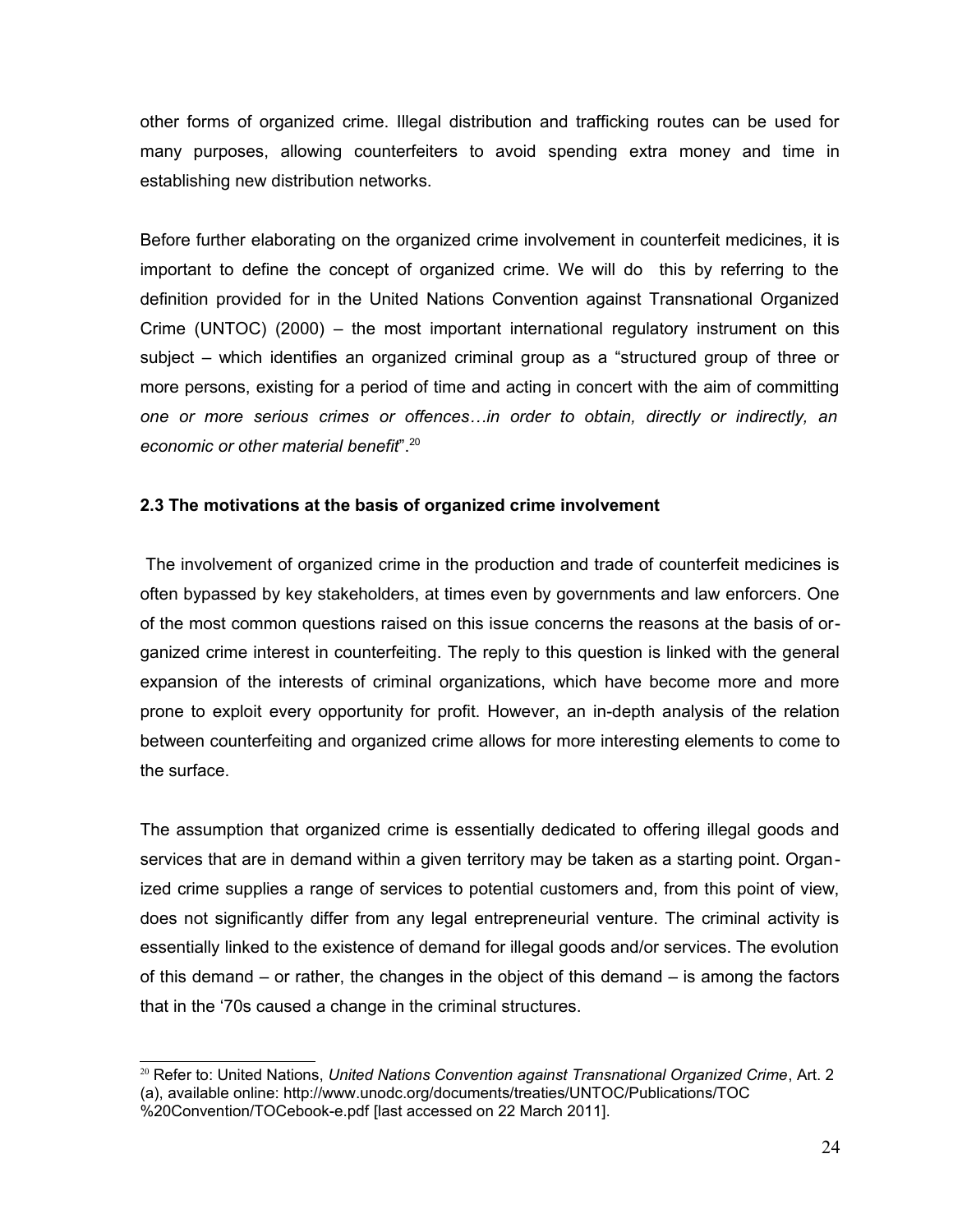other forms of organized crime. Illegal distribution and trafficking routes can be used for many purposes, allowing counterfeiters to avoid spending extra money and time in establishing new distribution networks.

Before further elaborating on the organized crime involvement in counterfeit medicines, it is important to define the concept of organized crime. We will do this by referring to the definition provided for in the United Nations Convention against Transnational Organized Crime (UNTOC) (2000) – the most important international regulatory instrument on this subject – which identifies an organized criminal group as a "structured group of three or more persons, existing for a period of time and acting in concert with the aim of committing *one or more serious crimes or offences…in order to obtain, directly or indirectly, an economic or other material benefit*".[20]

### 2.3 The motivations at the basis of organized crime involvement

The involvement of organized crime in the production and trade of counterfeit medicines is often bypassed by key stakeholders, at times even by governments and law enforcers. One of the most common questions raised on this issue concerns the reasons at the basis of organized crime interest in counterfeiting. The reply to this question is linked with the general expansion of the interests of criminal organizations, which have become more and more prone to exploit every opportunity for profit. However, an in-depth analysis of the relation between counterfeiting and organized crime allows for more interesting elements to come to the surface.

The assumption that organized crime is essentially dedicated to offering illegal goods and services that are in demand within a given territory may be taken as a starting point. Organized crime supplies a range of services to potential customers and, from this point of view, does not significantly differ from any legal entrepreneurial venture. The criminal activity is essentially linked to the existence of demand for illegal goods and/or services. The evolution of this demand – or rather, the changes in the object of this demand – is among the factors that in the '70s caused a change in the criminal structures.

---

[20] Refer to: United Nations, *United Nations Convention against Transnational Organized Crime*, Art. 2 (a), available online: http://www.unodc.org/documents/treaties/UNTOC/Publications/TOC%20Convention/TOCebook-e.pdf [last accessed on 22 March 2011].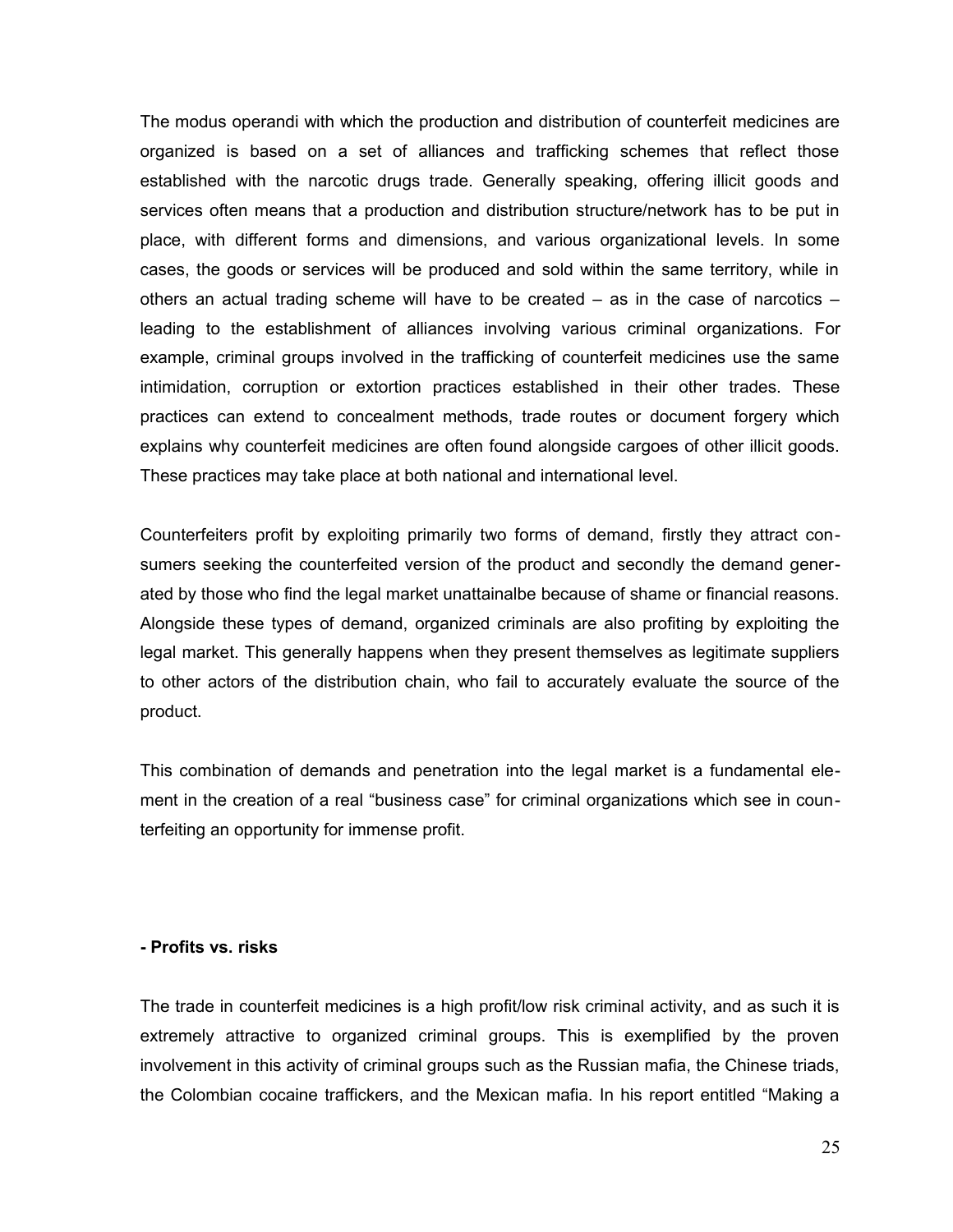The modus operandi with which the production and distribution of counterfeit medicines are organized is based on a set of alliances and trafficking schemes that reflect those established with the narcotic drugs trade. Generally speaking, offering illicit goods and services often means that a production and distribution structure/network has to be put in place, with different forms and dimensions, and various organizational levels. In some cases, the goods or services will be produced and sold within the same territory, while in others an actual trading scheme will have to be created – as in the case of narcotics – leading to the establishment of alliances involving various criminal organizations. For example, criminal groups involved in the trafficking of counterfeit medicines use the same intimidation, corruption or extortion practices established in their other trades. These practices can extend to concealment methods, trade routes or document forgery which explains why counterfeit medicines are often found alongside cargoes of other illicit goods. These practices may take place at both national and international level.

Counterfeiters profit by exploiting primarily two forms of demand, firstly they attract consumers seeking the counterfeited version of the product and secondly the demand generated by those who find the legal market unattainalbe because of shame or financial reasons. Alongside these types of demand, organized criminals are also profiting by exploiting the legal market. This generally happens when they present themselves as legitimate suppliers to other actors of the distribution chain, who fail to accurately evaluate the source of the product.

This combination of demands and penetration into the legal market is a fundamental element in the creation of a real "business case" for criminal organizations which see in counterfeiting an opportunity for immense profit.

**- Profits vs. risks**

The trade in counterfeit medicines is a high profit/low risk criminal activity, and as such it is extremely attractive to organized criminal groups. This is exemplified by the proven involvement in this activity of criminal groups such as the Russian mafia, the Chinese triads, the Colombian cocaine traffickers, and the Mexican mafia. In his report entitled "Making a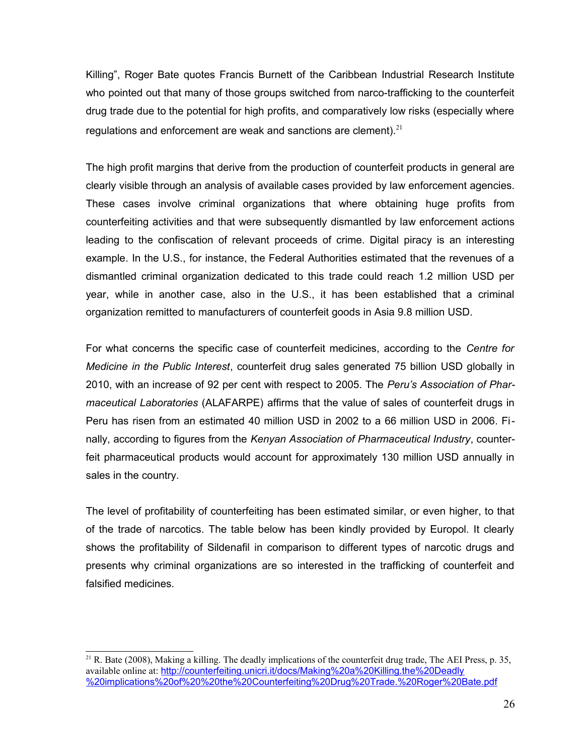Killing", Roger Bate quotes Francis Burnett of the Caribbean Industrial Research Institute who pointed out that many of those groups switched from narco-trafficking to the counterfeit drug trade due to the potential for high profits, and comparatively low risks (especially where regulations and enforcement are weak and sanctions are clement).[21]

The high profit margins that derive from the production of counterfeit products in general are clearly visible through an analysis of available cases provided by law enforcement agencies. These cases involve criminal organizations that where obtaining huge profits from counterfeiting activities and that were subsequently dismantled by law enforcement actions leading to the confiscation of relevant proceeds of crime. Digital piracy is an interesting example. In the U.S., for instance, the Federal Authorities estimated that the revenues of a dismantled criminal organization dedicated to this trade could reach 1.2 million USD per year, while in another case, also in the U.S., it has been established that a criminal organization remitted to manufacturers of counterfeit goods in Asia 9.8 million USD.

For what concerns the specific case of counterfeit medicines, according to the *Centre for Medicine in the Public Interest*, counterfeit drug sales generated 75 billion USD globally in 2010, with an increase of 92 per cent with respect to 2005. The *Peru's Association of Pharmaceutical Laboratories* (ALAFARPE) affirms that the value of sales of counterfeit drugs in Peru has risen from an estimated 40 million USD in 2002 to a 66 million USD in 2006. Finally, according to figures from the *Kenyan Association of Pharmaceutical Industry*, counterfeit pharmaceutical products would account for approximately 130 million USD annually in sales in the country.

The level of profitability of counterfeiting has been estimated similar, or even higher, to that of the trade of narcotics. The table below has been kindly provided by Europol. It clearly shows the profitability of Sildenafil in comparison to different types of narcotic drugs and presents why criminal organizations are so interested in the trafficking of counterfeit and falsified medicines.

---

[21] R. Bate (2008), Making a killing. The deadly implications of the counterfeit drug trade, The AEI Press, p. 35, available online at: http://counterfeiting.unicri.it/docs/Making%20a%20Killing.the%20Deadly%20implications%20of%20%20the%20Counterfeiting%20Drug%20Trade.%20Roger%20Bate.pdf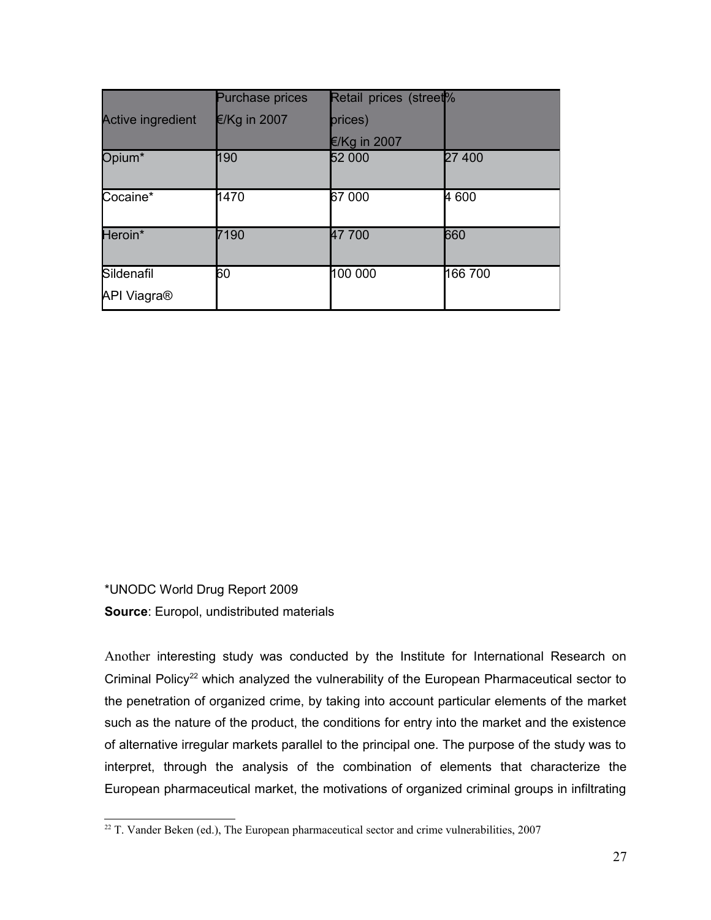| Active ingredient | Purchase prices €/Kg in 2007 | Retail prices (street prices) €/Kg in 2007 | % |
|---|---|---|---|
| Opium* | 190 | 52 000 | 27 400 |
| Cocaine* | 1470 | 67 000 | 4 600 |
| Heroin* | 7190 | 47 700 | 660 |
| Sildenafil API Viagra® | 60 | 100 000 | 166 700 |

*UNODC World Drug Report 2009

**Source**: Europol, undistributed materials

Another interesting study was conducted by the Institute for International Research on Criminal Policy[22] which analyzed the vulnerability of the European Pharmaceutical sector to the penetration of organized crime, by taking into account particular elements of the market such as the nature of the product, the conditions for entry into the market and the existence of alternative irregular markets parallel to the principal one. The purpose of the study was to interpret, through the analysis of the combination of elements that characterize the European pharmaceutical market, the motivations of organized criminal groups in infiltrating

[22] T. Vander Beken (ed.), The European pharmaceutical sector and crime vulnerabilities, 2007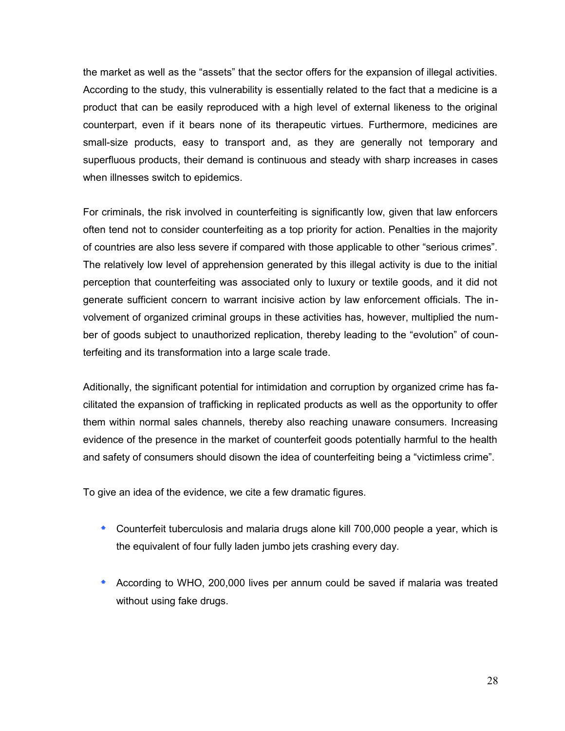the market as well as the "assets" that the sector offers for the expansion of illegal activities. According to the study, this vulnerability is essentially related to the fact that a medicine is a product that can be easily reproduced with a high level of external likeness to the original counterpart, even if it bears none of its therapeutic virtues. Furthermore, medicines are small-size products, easy to transport and, as they are generally not temporary and superfluous products, their demand is continuous and steady with sharp increases in cases when illnesses switch to epidemics.

For criminals, the risk involved in counterfeiting is significantly low, given that law enforcers often tend not to consider counterfeiting as a top priority for action. Penalties in the majority of countries are also less severe if compared with those applicable to other "serious crimes". The relatively low level of apprehension generated by this illegal activity is due to the initial perception that counterfeiting was associated only to luxury or textile goods, and it did not generate sufficient concern to warrant incisive action by law enforcement officials. The involvement of organized criminal groups in these activities has, however, multiplied the number of goods subject to unauthorized replication, thereby leading to the "evolution" of counterfeiting and its transformation into a large scale trade.

Aditionally, the significant potential for intimidation and corruption by organized crime has facilitated the expansion of trafficking in replicated products as well as the opportunity to offer them within normal sales channels, thereby also reaching unaware consumers. Increasing evidence of the presence in the market of counterfeit goods potentially harmful to the health and safety of consumers should disown the idea of counterfeiting being a "victimless crime".

To give an idea of the evidence, we cite a few dramatic figures.

- Counterfeit tuberculosis and malaria drugs alone kill 700,000 people a year, which is the equivalent of four fully laden jumbo jets crashing every day.

- According to WHO, 200,000 lives per annum could be saved if malaria was treated without using fake drugs.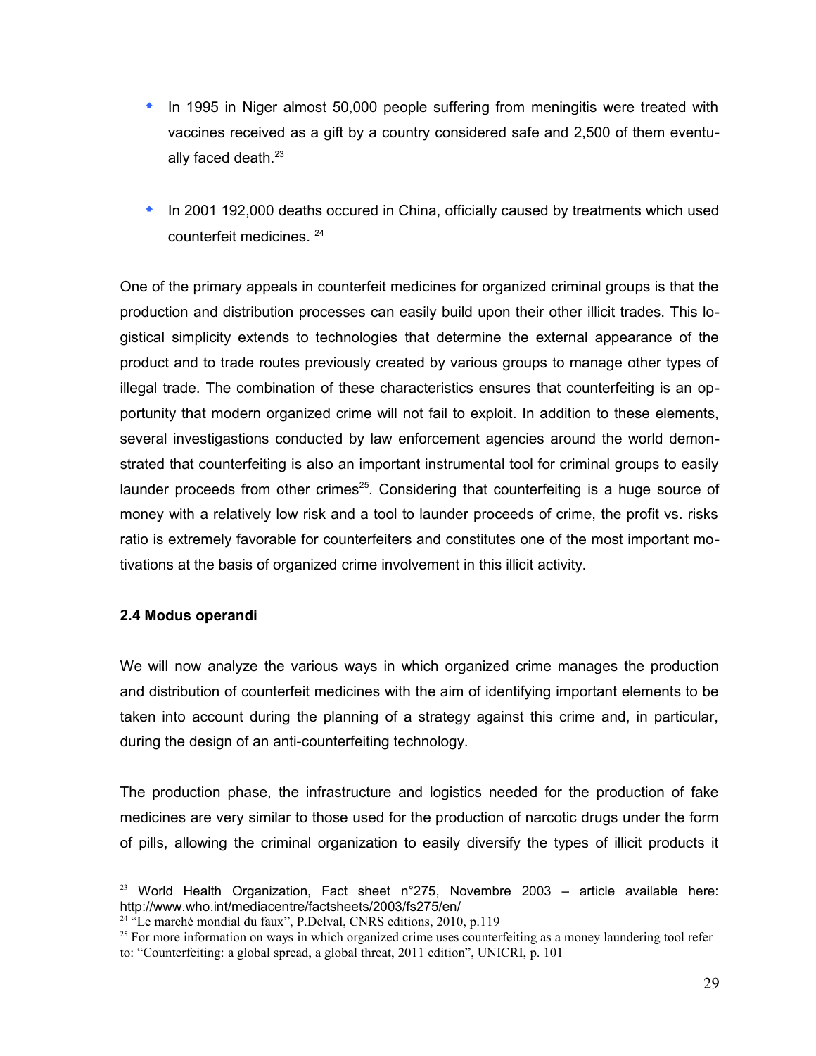- In 1995 in Niger almost 50,000 people suffering from meningitis were treated with vaccines received as a gift by a country considered safe and 2,500 of them eventually faced death.[23]

- In 2001 192,000 deaths occured in China, officially caused by treatments which used counterfeit medicines. [24]

One of the primary appeals in counterfeit medicines for organized criminal groups is that the production and distribution processes can easily build upon their other illicit trades. This logistical simplicity extends to technologies that determine the external appearance of the product and to trade routes previously created by various groups to manage other types of illegal trade. The combination of these characteristics ensures that counterfeiting is an opportunity that modern organized crime will not fail to exploit. In addition to these elements, several investigastions conducted by law enforcement agencies around the world demonstrated that counterfeiting is also an important instrumental tool for criminal groups to easily launder proceeds from other crimes[25]. Considering that counterfeiting is a huge source of money with a relatively low risk and a tool to launder proceeds of crime, the profit vs. risks ratio is extremely favorable for counterfeiters and constitutes one of the most important motivations at the basis of organized crime involvement in this illicit activity.

**2.4 Modus operandi**

We will now analyze the various ways in which organized crime manages the production and distribution of counterfeit medicines with the aim of identifying important elements to be taken into account during the planning of a strategy against this crime and, in particular, during the design of an anti-counterfeiting technology.

The production phase, the infrastructure and logistics needed for the production of fake medicines are very similar to those used for the production of narcotic drugs under the form of pills, allowing the criminal organization to easily diversify the types of illicit products it

---

[23] World Health Organization, Fact sheet n°275, Novembre 2003 – article available here: http://www.who.int/mediacentre/factsheets/2003/fs275/en/

[24] "Le marché mondial du faux", P.Delval, CNRS editions, 2010, p.119

[25] For more information on ways in which organized crime uses counterfeiting as a money laundering tool refer to: "Counterfeiting: a global spread, a global threat, 2011 edition", UNICRI, p. 101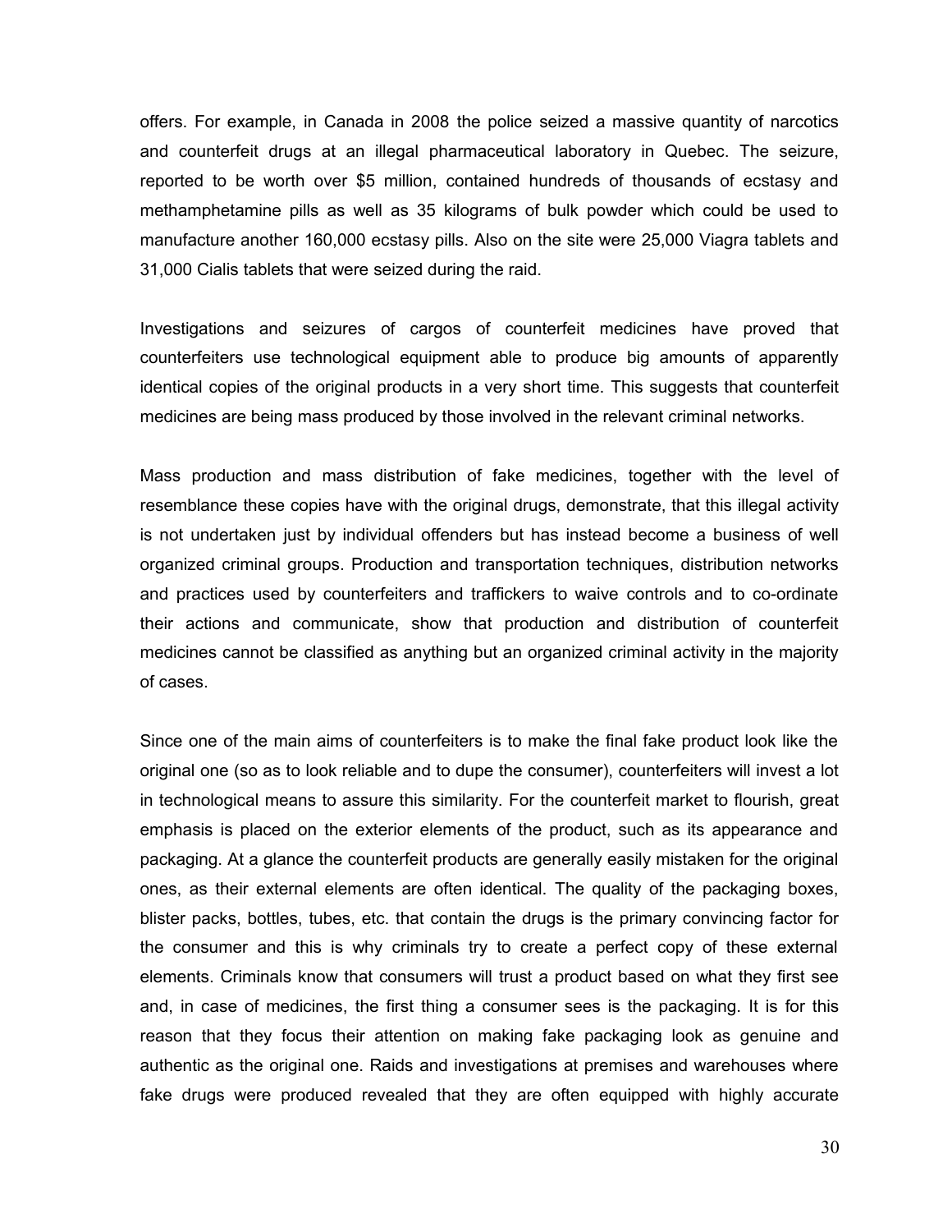offers. For example, in Canada in 2008 the police seized a massive quantity of narcotics and counterfeit drugs at an illegal pharmaceutical laboratory in Quebec. The seizure, reported to be worth over $5 million, contained hundreds of thousands of ecstasy and methamphetamine pills as well as 35 kilograms of bulk powder which could be used to manufacture another 160,000 ecstasy pills. Also on the site were 25,000 Viagra tablets and 31,000 Cialis tablets that were seized during the raid.

Investigations and seizures of cargos of counterfeit medicines have proved that counterfeiters use technological equipment able to produce big amounts of apparently identical copies of the original products in a very short time. This suggests that counterfeit medicines are being mass produced by those involved in the relevant criminal networks.

Mass production and mass distribution of fake medicines, together with the level of resemblance these copies have with the original drugs, demonstrate, that this illegal activity is not undertaken just by individual offenders but has instead become a business of well organized criminal groups. Production and transportation techniques, distribution networks and practices used by counterfeiters and traffickers to waive controls and to co-ordinate their actions and communicate, show that production and distribution of counterfeit medicines cannot be classified as anything but an organized criminal activity in the majority of cases.

Since one of the main aims of counterfeiters is to make the final fake product look like the original one (so as to look reliable and to dupe the consumer), counterfeiters will invest a lot in technological means to assure this similarity. For the counterfeit market to flourish, great emphasis is placed on the exterior elements of the product, such as its appearance and packaging. At a glance the counterfeit products are generally easily mistaken for the original ones, as their external elements are often identical. The quality of the packaging boxes, blister packs, bottles, tubes, etc. that contain the drugs is the primary convincing factor for the consumer and this is why criminals try to create a perfect copy of these external elements. Criminals know that consumers will trust a product based on what they first see and, in case of medicines, the first thing a consumer sees is the packaging. It is for this reason that they focus their attention on making fake packaging look as genuine and authentic as the original one. Raids and investigations at premises and warehouses where fake drugs were produced revealed that they are often equipped with highly accurate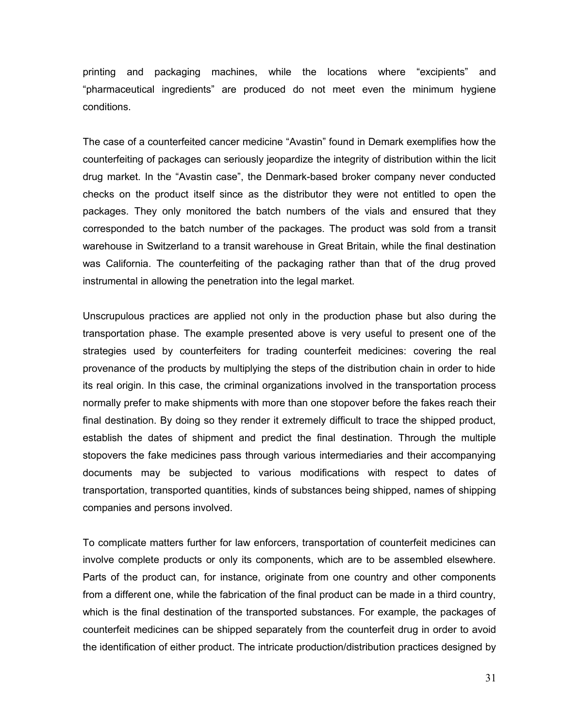printing and packaging machines, while the locations where "excipients" and "pharmaceutical ingredients" are produced do not meet even the minimum hygiene conditions.

The case of a counterfeited cancer medicine "Avastin" found in Demark exemplifies how the counterfeiting of packages can seriously jeopardize the integrity of distribution within the licit drug market. In the "Avastin case", the Denmark-based broker company never conducted checks on the product itself since as the distributor they were not entitled to open the packages. They only monitored the batch numbers of the vials and ensured that they corresponded to the batch number of the packages. The product was sold from a transit warehouse in Switzerland to a transit warehouse in Great Britain, while the final destination was California. The counterfeiting of the packaging rather than that of the drug proved instrumental in allowing the penetration into the legal market.

Unscrupulous practices are applied not only in the production phase but also during the transportation phase. The example presented above is very useful to present one of the strategies used by counterfeiters for trading counterfeit medicines: covering the real provenance of the products by multiplying the steps of the distribution chain in order to hide its real origin. In this case, the criminal organizations involved in the transportation process normally prefer to make shipments with more than one stopover before the fakes reach their final destination. By doing so they render it extremely difficult to trace the shipped product, establish the dates of shipment and predict the final destination. Through the multiple stopovers the fake medicines pass through various intermediaries and their accompanying documents may be subjected to various modifications with respect to dates of transportation, transported quantities, kinds of substances being shipped, names of shipping companies and persons involved.

To complicate matters further for law enforcers, transportation of counterfeit medicines can involve complete products or only its components, which are to be assembled elsewhere. Parts of the product can, for instance, originate from one country and other components from a different one, while the fabrication of the final product can be made in a third country, which is the final destination of the transported substances. For example, the packages of counterfeit medicines can be shipped separately from the counterfeit drug in order to avoid the identification of either product. The intricate production/distribution practices designed by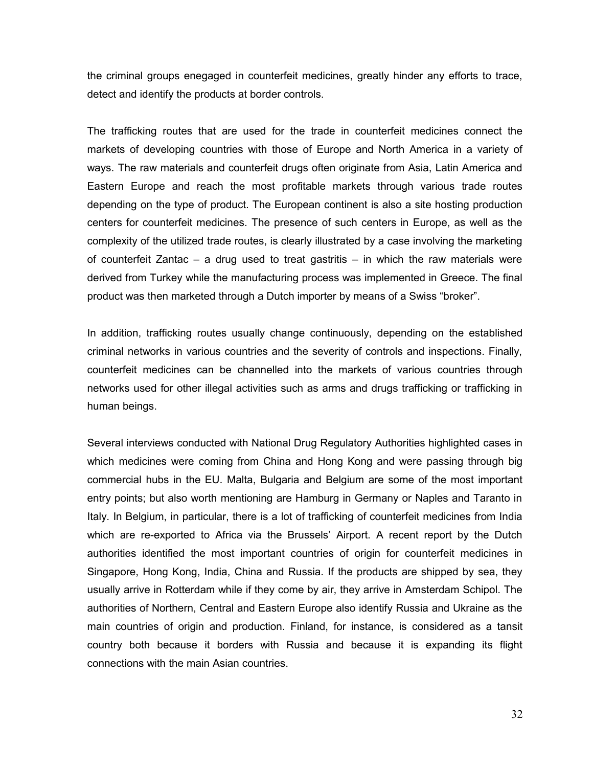the criminal groups enegaged in counterfeit medicines, greatly hinder any efforts to trace, detect and identify the products at border controls.

The trafficking routes that are used for the trade in counterfeit medicines connect the markets of developing countries with those of Europe and North America in a variety of ways. The raw materials and counterfeit drugs often originate from Asia, Latin America and Eastern Europe and reach the most profitable markets through various trade routes depending on the type of product. The European continent is also a site hosting production centers for counterfeit medicines. The presence of such centers in Europe, as well as the complexity of the utilized trade routes, is clearly illustrated by a case involving the marketing of counterfeit Zantac – a drug used to treat gastritis – in which the raw materials were derived from Turkey while the manufacturing process was implemented in Greece. The final product was then marketed through a Dutch importer by means of a Swiss "broker".

In addition, trafficking routes usually change continuously, depending on the established criminal networks in various countries and the severity of controls and inspections. Finally, counterfeit medicines can be channelled into the markets of various countries through networks used for other illegal activities such as arms and drugs trafficking or trafficking in human beings.

Several interviews conducted with National Drug Regulatory Authorities highlighted cases in which medicines were coming from China and Hong Kong and were passing through big commercial hubs in the EU. Malta, Bulgaria and Belgium are some of the most important entry points; but also worth mentioning are Hamburg in Germany or Naples and Taranto in Italy. In Belgium, in particular, there is a lot of trafficking of counterfeit medicines from India which are re-exported to Africa via the Brussels' Airport. A recent report by the Dutch authorities identified the most important countries of origin for counterfeit medicines in Singapore, Hong Kong, India, China and Russia. If the products are shipped by sea, they usually arrive in Rotterdam while if they come by air, they arrive in Amsterdam Schipol. The authorities of Northern, Central and Eastern Europe also identify Russia and Ukraine as the main countries of origin and production. Finland, for instance, is considered as a tansit country both because it borders with Russia and because it is expanding its flight connections with the main Asian countries.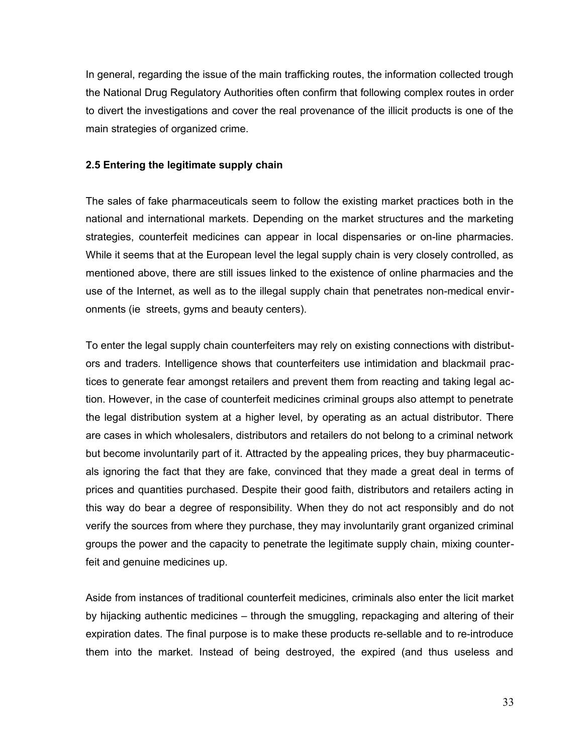In general, regarding the issue of the main trafficking routes, the information collected trough the National Drug Regulatory Authorities often confirm that following complex routes in order to divert the investigations and cover the real provenance of the illicit products is one of the main strategies of organized crime.

### 2.5 Entering the legitimate supply chain

The sales of fake pharmaceuticals seem to follow the existing market practices both in the national and international markets. Depending on the market structures and the marketing strategies, counterfeit medicines can appear in local dispensaries or on-line pharmacies. While it seems that at the European level the legal supply chain is very closely controlled, as mentioned above, there are still issues linked to the existence of online pharmacies and the use of the Internet, as well as to the illegal supply chain that penetrates non-medical environments (ie streets, gyms and beauty centers).

To enter the legal supply chain counterfeiters may rely on existing connections with distributors and traders. Intelligence shows that counterfeiters use intimidation and blackmail practices to generate fear amongst retailers and prevent them from reacting and taking legal action. However, in the case of counterfeit medicines criminal groups also attempt to penetrate the legal distribution system at a higher level, by operating as an actual distributor. There are cases in which wholesalers, distributors and retailers do not belong to a criminal network but become involuntarily part of it. Attracted by the appealing prices, they buy pharmaceuticals ignoring the fact that they are fake, convinced that they made a great deal in terms of prices and quantities purchased. Despite their good faith, distributors and retailers acting in this way do bear a degree of responsibility. When they do not act responsibly and do not verify the sources from where they purchase, they may involuntarily grant organized criminal groups the power and the capacity to penetrate the legitimate supply chain, mixing counterfeit and genuine medicines up.

Aside from instances of traditional counterfeit medicines, criminals also enter the licit market by hijacking authentic medicines – through the smuggling, repackaging and altering of their expiration dates. The final purpose is to make these products re-sellable and to re-introduce them into the market. Instead of being destroyed, the expired (and thus useless and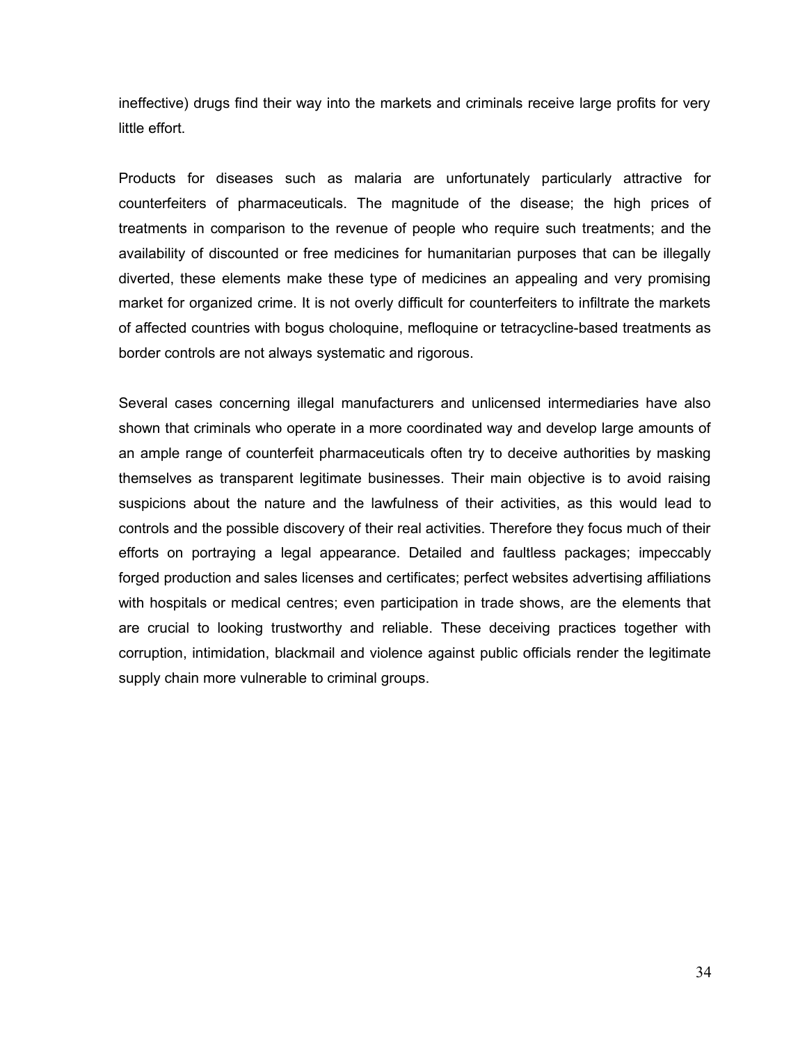ineffective) drugs find their way into the markets and criminals receive large profits for very little effort.

Products for diseases such as malaria are unfortunately particularly attractive for counterfeiters of pharmaceuticals. The magnitude of the disease; the high prices of treatments in comparison to the revenue of people who require such treatments; and the availability of discounted or free medicines for humanitarian purposes that can be illegally diverted, these elements make these type of medicines an appealing and very promising market for organized crime. It is not overly difficult for counterfeiters to infiltrate the markets of affected countries with bogus choloquine, mefloquine or tetracycline-based treatments as border controls are not always systematic and rigorous.

Several cases concerning illegal manufacturers and unlicensed intermediaries have also shown that criminals who operate in a more coordinated way and develop large amounts of an ample range of counterfeit pharmaceuticals often try to deceive authorities by masking themselves as transparent legitimate businesses. Their main objective is to avoid raising suspicions about the nature and the lawfulness of their activities, as this would lead to controls and the possible discovery of their real activities. Therefore they focus much of their efforts on portraying a legal appearance. Detailed and faultless packages; impeccably forged production and sales licenses and certificates; perfect websites advertising affiliations with hospitals or medical centres; even participation in trade shows, are the elements that are crucial to looking trustworthy and reliable. These deceiving practices together with corruption, intimidation, blackmail and violence against public officials render the legitimate supply chain more vulnerable to criminal groups.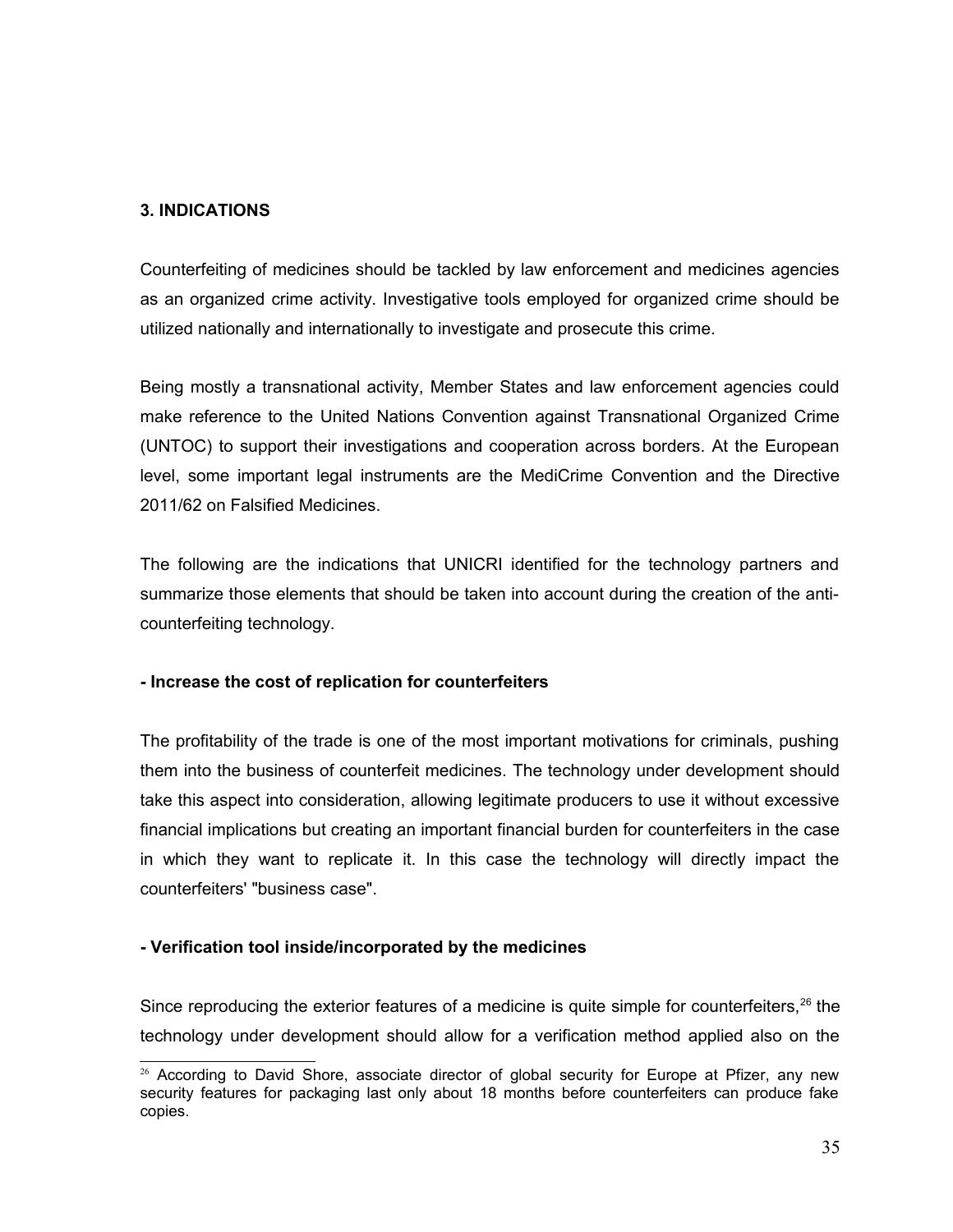## 3. INDICATIONS

Counterfeiting of medicines should be tackled by law enforcement and medicines agencies as an organized crime activity. Investigative tools employed for organized crime should be utilized nationally and internationally to investigate and prosecute this crime.

Being mostly a transnational activity, Member States and law enforcement agencies could make reference to the United Nations Convention against Transnational Organized Crime (UNTOC) to support their investigations and cooperation across borders. At the European level, some important legal instruments are the MediCrime Convention and the Directive 2011/62 on Falsified Medicines.

The following are the indications that UNICRI identified for the technology partners and summarize those elements that should be taken into account during the creation of the anti-counterfeiting technology.

**- Increase the cost of replication for counterfeiters**

The profitability of the trade is one of the most important motivations for criminals, pushing them into the business of counterfeit medicines. The technology under development should take this aspect into consideration, allowing legitimate producers to use it without excessive financial implications but creating an important financial burden for counterfeiters in the case in which they want to replicate it. In this case the technology will directly impact the counterfeiters' "business case".

**- Verification tool inside/incorporated by the medicines**

Since reproducing the exterior features of a medicine is quite simple for counterfeiters,[26] the technology under development should allow for a verification method applied also on the

[26] According to David Shore, associate director of global security for Europe at Pfizer, any new security features for packaging last only about 18 months before counterfeiters can produce fake copies.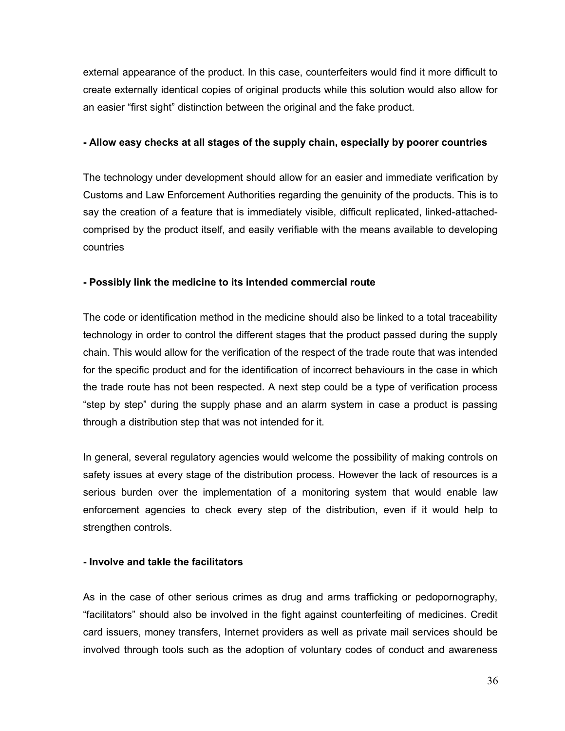external appearance of the product. In this case, counterfeiters would find it more difficult to create externally identical copies of original products while this solution would also allow for an easier "first sight" distinction between the original and the fake product.

**- Allow easy checks at all stages of the supply chain, especially by poorer countries**

The technology under development should allow for an easier and immediate verification by Customs and Law Enforcement Authorities regarding the genuinity of the products. This is to say the creation of a feature that is immediately visible, difficult replicated, linked-attached-comprised by the product itself, and easily verifiable with the means available to developing countries

**- Possibly link the medicine to its intended commercial route**

The code or identification method in the medicine should also be linked to a total traceability technology in order to control the different stages that the product passed during the supply chain. This would allow for the verification of the respect of the trade route that was intended for the specific product and for the identification of incorrect behaviours in the case in which the trade route has not been respected. A next step could be a type of verification process "step by step" during the supply phase and an alarm system in case a product is passing through a distribution step that was not intended for it.

In general, several regulatory agencies would welcome the possibility of making controls on safety issues at every stage of the distribution process. However the lack of resources is a serious burden over the implementation of a monitoring system that would enable law enforcement agencies to check every step of the distribution, even if it would help to strengthen controls.

**- Involve and takle the facilitators**

As in the case of other serious crimes as drug and arms trafficking or pedopornography, "facilitators" should also be involved in the fight against counterfeiting of medicines. Credit card issuers, money transfers, Internet providers as well as private mail services should be involved through tools such as the adoption of voluntary codes of conduct and awareness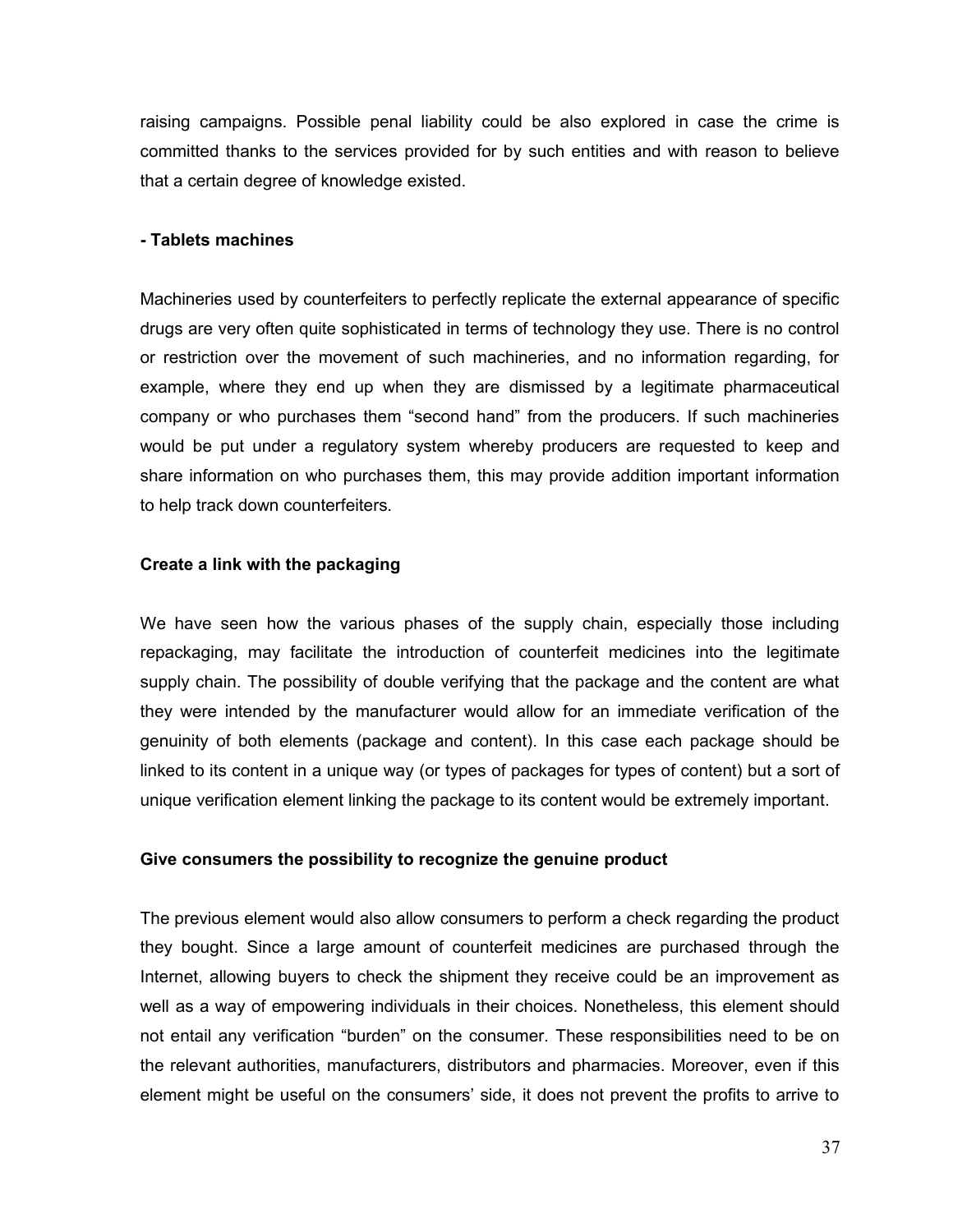raising campaigns. Possible penal liability could be also explored in case the crime is committed thanks to the services provided for by such entities and with reason to believe that a certain degree of knowledge existed.

**- Tablets machines**

Machineries used by counterfeiters to perfectly replicate the external appearance of specific drugs are very often quite sophisticated in terms of technology they use. There is no control or restriction over the movement of such machineries, and no information regarding, for example, where they end up when they are dismissed by a legitimate pharmaceutical company or who purchases them "second hand" from the producers. If such machineries would be put under a regulatory system whereby producers are requested to keep and share information on who purchases them, this may provide addition important information to help track down counterfeiters.

**Create a link with the packaging**

We have seen how the various phases of the supply chain, especially those including repackaging, may facilitate the introduction of counterfeit medicines into the legitimate supply chain. The possibility of double verifying that the package and the content are what they were intended by the manufacturer would allow for an immediate verification of the genuinity of both elements (package and content). In this case each package should be linked to its content in a unique way (or types of packages for types of content) but a sort of unique verification element linking the package to its content would be extremely important.

**Give consumers the possibility to recognize the genuine product**

The previous element would also allow consumers to perform a check regarding the product they bought. Since a large amount of counterfeit medicines are purchased through the Internet, allowing buyers to check the shipment they receive could be an improvement as well as a way of empowering individuals in their choices. Nonetheless, this element should not entail any verification "burden" on the consumer. These responsibilities need to be on the relevant authorities, manufacturers, distributors and pharmacies. Moreover, even if this element might be useful on the consumers' side, it does not prevent the profits to arrive to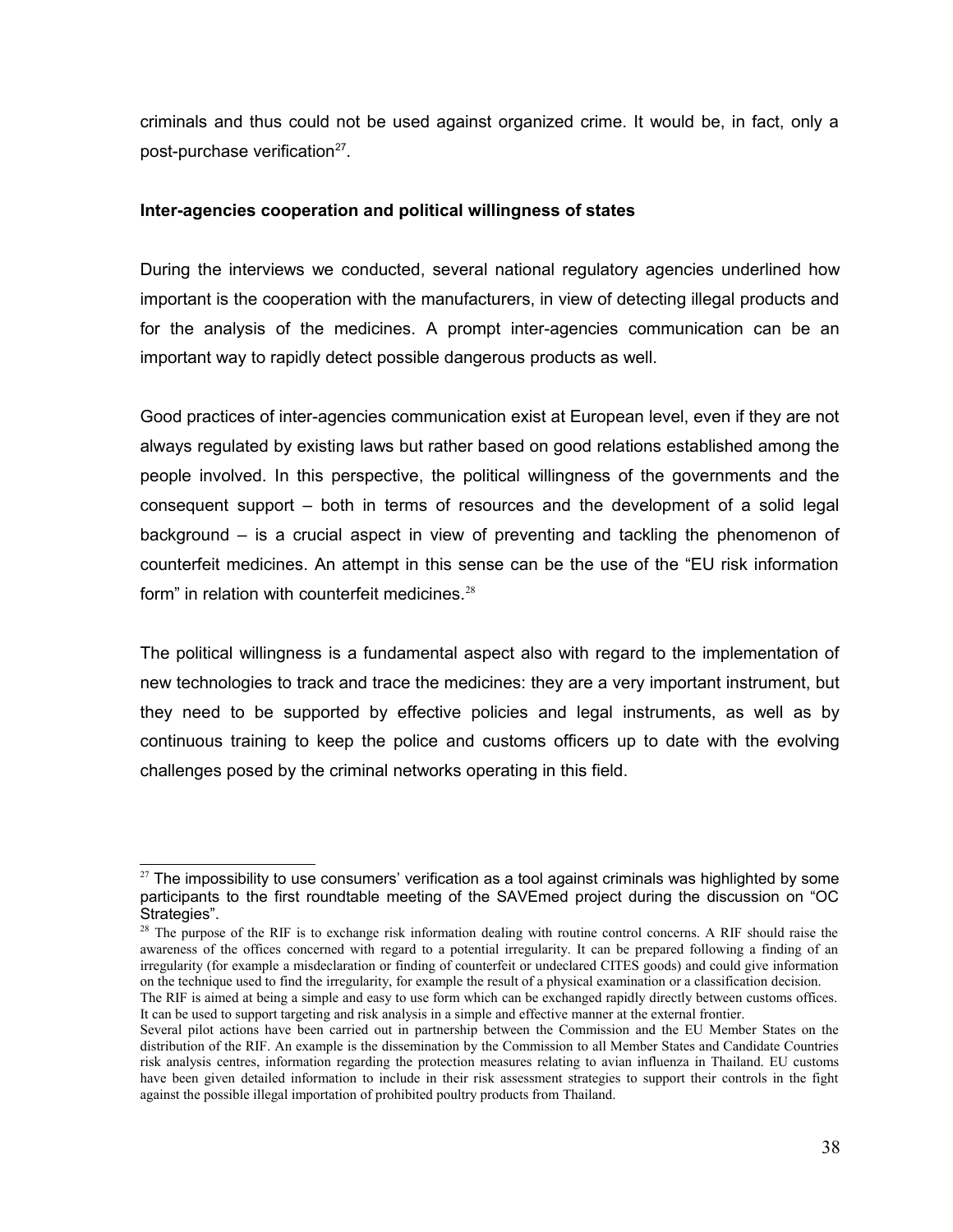criminals and thus could not be used against organized crime. It would be, in fact, only a post-purchase verification[27].

**Inter-agencies cooperation and political willingness of states**

During the interviews we conducted, several national regulatory agencies underlined how important is the cooperation with the manufacturers, in view of detecting illegal products and for the analysis of the medicines. A prompt inter-agencies communication can be an important way to rapidly detect possible dangerous products as well.

Good practices of inter-agencies communication exist at European level, even if they are not always regulated by existing laws but rather based on good relations established among the people involved. In this perspective, the political willingness of the governments and the consequent support – both in terms of resources and the development of a solid legal background – is a crucial aspect in view of preventing and tackling the phenomenon of counterfeit medicines. An attempt in this sense can be the use of the "EU risk information form" in relation with counterfeit medicines.[28]

The political willingness is a fundamental aspect also with regard to the implementation of new technologies to track and trace the medicines: they are a very important instrument, but they need to be supported by effective policies and legal instruments, as well as by continuous training to keep the police and customs officers up to date with the evolving challenges posed by the criminal networks operating in this field.

---

[27] The impossibility to use consumers' verification as a tool against criminals was highlighted by some participants to the first roundtable meeting of the SAVEmed project during the discussion on "OC Strategies".

[28] The purpose of the RIF is to exchange risk information dealing with routine control concerns. A RIF should raise the awareness of the offices concerned with regard to a potential irregularity. It can be prepared following a finding of an irregularity (for example a misdeclaration or finding of counterfeit or undeclared CITES goods) and could give information on the technique used to find the irregularity, for example the result of a physical examination or a classification decision.
The RIF is aimed at being a simple and easy to use form which can be exchanged rapidly directly between customs offices. It can be used to support targeting and risk analysis in a simple and effective manner at the external frontier.
Several pilot actions have been carried out in partnership between the Commission and the EU Member States on the distribution of the RIF. An example is the dissemination by the Commission to all Member States and Candidate Countries risk analysis centres, information regarding the protection measures relating to avian influenza in Thailand. EU customs have been given detailed information to include in their risk assessment strategies to support their controls in the fight against the possible illegal importation of prohibited poultry products from Thailand.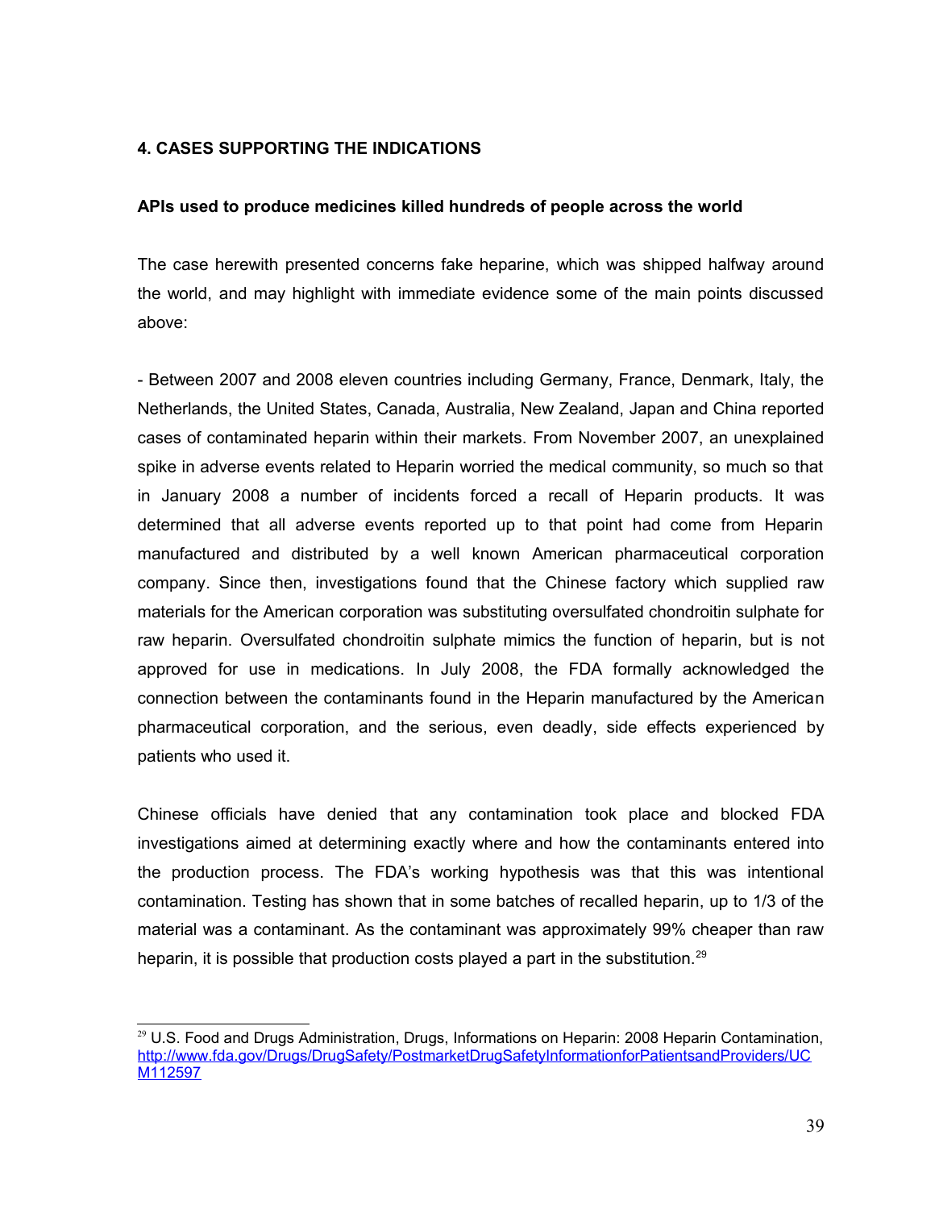## 4. CASES SUPPORTING THE INDICATIONS

### APIs used to produce medicines killed hundreds of people across the world

The case herewith presented concerns fake heparine, which was shipped halfway around the world, and may highlight with immediate evidence some of the main points discussed above:

- Between 2007 and 2008 eleven countries including Germany, France, Denmark, Italy, the Netherlands, the United States, Canada, Australia, New Zealand, Japan and China reported cases of contaminated heparin within their markets. From November 2007, an unexplained spike in adverse events related to Heparin worried the medical community, so much so that in January 2008 a number of incidents forced a recall of Heparin products. It was determined that all adverse events reported up to that point had come from Heparin manufactured and distributed by a well known American pharmaceutical corporation company. Since then, investigations found that the Chinese factory which supplied raw materials for the American corporation was substituting oversulfated chondroitin sulphate for raw heparin. Oversulfated chondroitin sulphate mimics the function of heparin, but is not approved for use in medications. In July 2008, the FDA formally acknowledged the connection between the contaminants found in the Heparin manufactured by the American pharmaceutical corporation, and the serious, even deadly, side effects experienced by patients who used it.

Chinese officials have denied that any contamination took place and blocked FDA investigations aimed at determining exactly where and how the contaminants entered into the production process. The FDA's working hypothesis was that this was intentional contamination. Testing has shown that in some batches of recalled heparin, up to 1/3 of the material was a contaminant. As the contaminant was approximately 99% cheaper than raw heparin, it is possible that production costs played a part in the substitution.[29]

---

[29] U.S. Food and Drugs Administration, Drugs, Informations on Heparin: 2008 Heparin Contamination, http://www.fda.gov/Drugs/DrugSafety/PostmarketDrugSafetyInformationforPatientsandProviders/UCM112597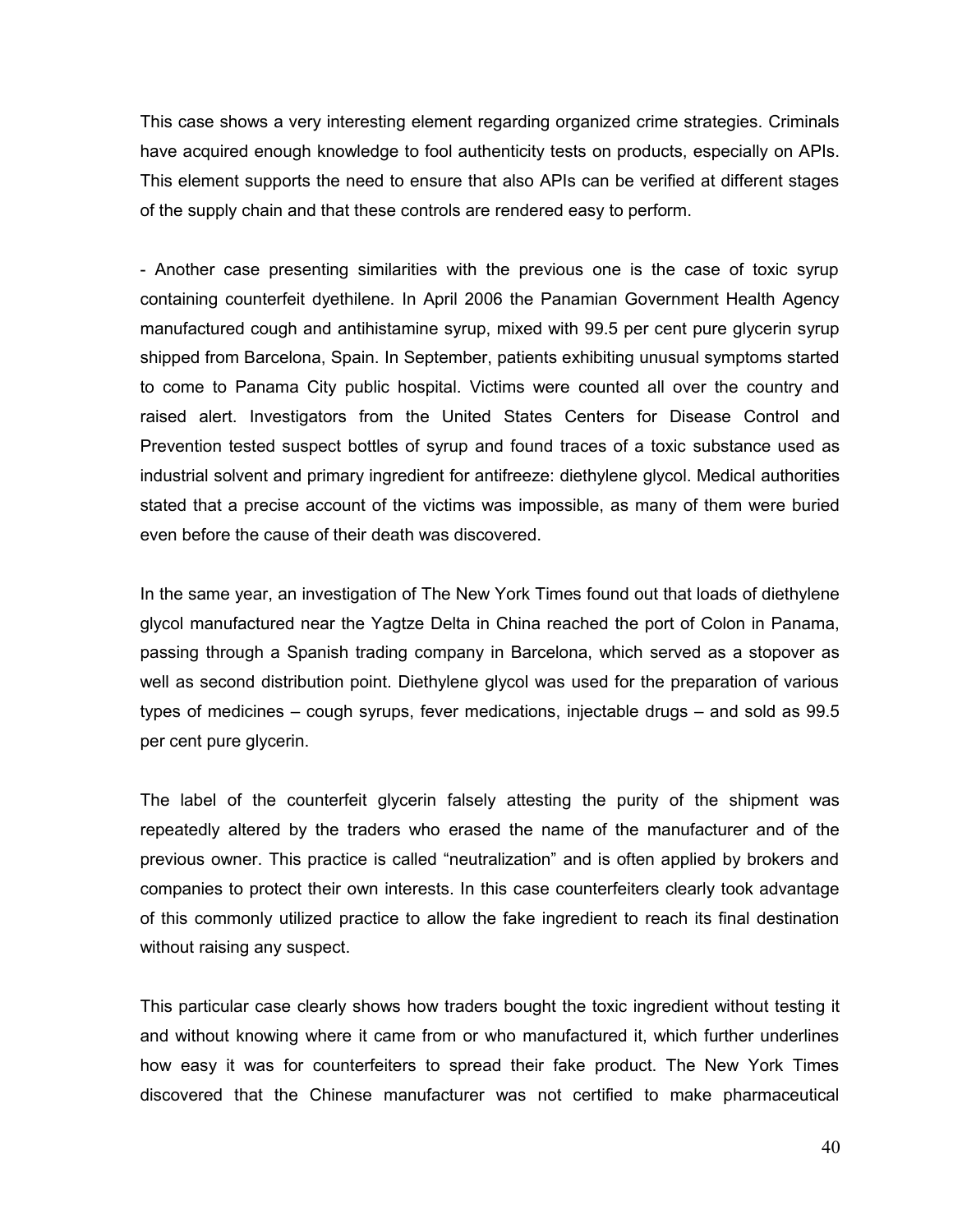This case shows a very interesting element regarding organized crime strategies. Criminals have acquired enough knowledge to fool authenticity tests on products, especially on APIs. This element supports the need to ensure that also APIs can be verified at different stages of the supply chain and that these controls are rendered easy to perform.

- Another case presenting similarities with the previous one is the case of toxic syrup containing counterfeit dyethilene. In April 2006 the Panamian Government Health Agency manufactured cough and antihistamine syrup, mixed with 99.5 per cent pure glycerin syrup shipped from Barcelona, Spain. In September, patients exhibiting unusual symptoms started to come to Panama City public hospital. Victims were counted all over the country and raised alert. Investigators from the United States Centers for Disease Control and Prevention tested suspect bottles of syrup and found traces of a toxic substance used as industrial solvent and primary ingredient for antifreeze: diethylene glycol. Medical authorities stated that a precise account of the victims was impossible, as many of them were buried even before the cause of their death was discovered.

In the same year, an investigation of The New York Times found out that loads of diethylene glycol manufactured near the Yagtze Delta in China reached the port of Colon in Panama, passing through a Spanish trading company in Barcelona, which served as a stopover as well as second distribution point. Diethylene glycol was used for the preparation of various types of medicines – cough syrups, fever medications, injectable drugs – and sold as 99.5 per cent pure glycerin.

The label of the counterfeit glycerin falsely attesting the purity of the shipment was repeatedly altered by the traders who erased the name of the manufacturer and of the previous owner. This practice is called "neutralization" and is often applied by brokers and companies to protect their own interests. In this case counterfeiters clearly took advantage of this commonly utilized practice to allow the fake ingredient to reach its final destination without raising any suspect.

This particular case clearly shows how traders bought the toxic ingredient without testing it and without knowing where it came from or who manufactured it, which further underlines how easy it was for counterfeiters to spread their fake product. The New York Times discovered that the Chinese manufacturer was not certified to make pharmaceutical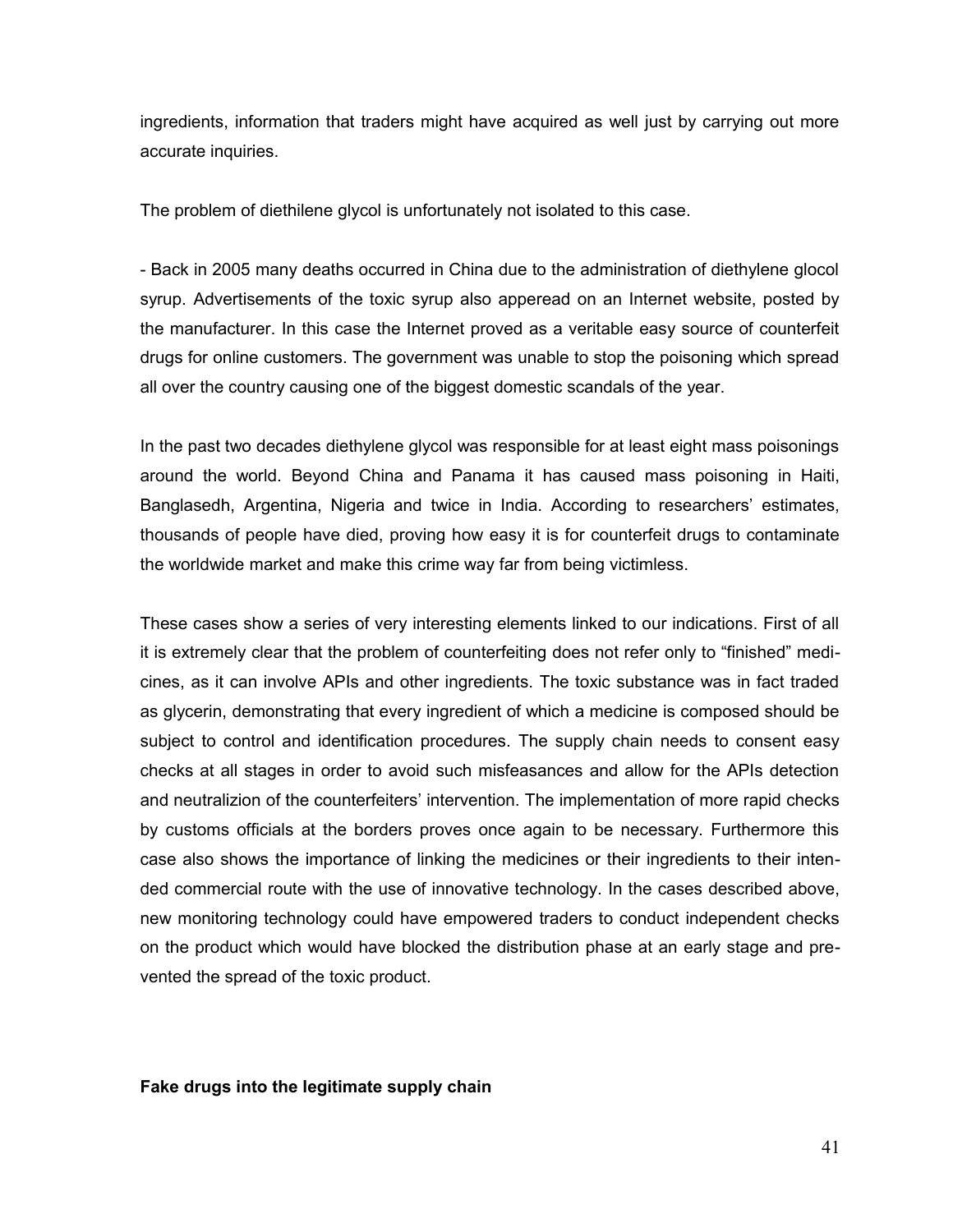ingredients, information that traders might have acquired as well just by carrying out more accurate inquiries.

The problem of diethilene glycol is unfortunately not isolated to this case.

- Back in 2005 many deaths occurred in China due to the administration of diethylene glocol syrup. Advertisements of the toxic syrup also appearead on an Internet website, posted by the manufacturer. In this case the Internet proved as a veritable easy source of counterfeit drugs for online customers. The government was unable to stop the poisoning which spread all over the country causing one of the biggest domestic scandals of the year.

In the past two decades diethylene glycol was responsible for at least eight mass poisonings around the world. Beyond China and Panama it has caused mass poisoning in Haiti, Banglasedh, Argentina, Nigeria and twice in India. According to researchers' estimates, thousands of people have died, proving how easy it is for counterfeit drugs to contaminate the worldwide market and make this crime way far from being victimless.

These cases show a series of very interesting elements linked to our indications. First of all it is extremely clear that the problem of counterfeiting does not refer only to "finished" medicines, as it can involve APIs and other ingredients. The toxic substance was in fact traded as glycerin, demonstrating that every ingredient of which a medicine is composed should be subject to control and identification procedures. The supply chain needs to consent easy checks at all stages in order to avoid such misfeasances and allow for the APIs detection and neutralizion of the counterfeiters' intervention. The implementation of more rapid checks by customs officials at the borders proves once again to be necessary. Furthermore this case also shows the importance of linking the medicines or their ingredients to their intended commercial route with the use of innovative technology. In the cases described above, new monitoring technology could have empowered traders to conduct independent checks on the product which would have blocked the distribution phase at an early stage and prevented the spread of the toxic product.

**Fake drugs into the legitimate supply chain**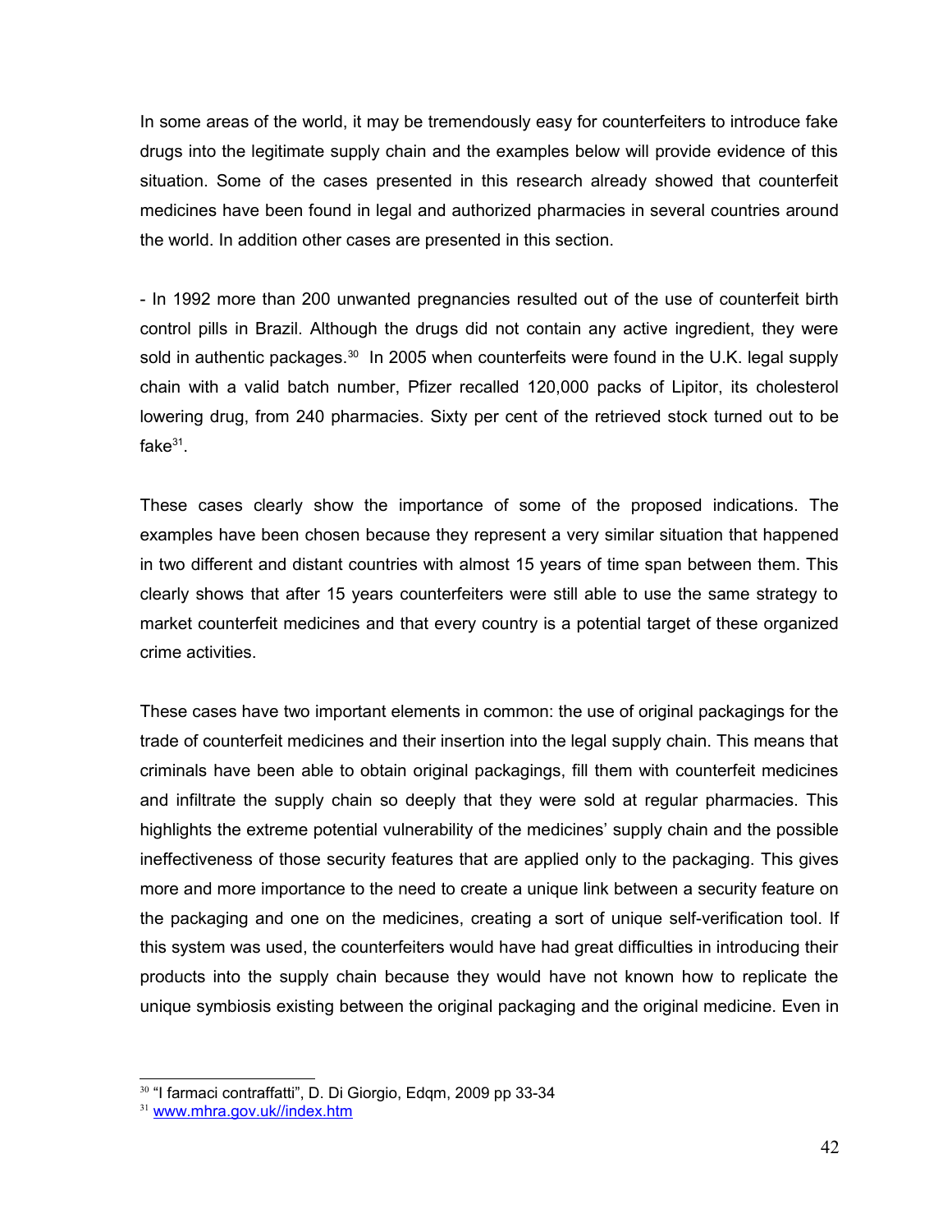In some areas of the world, it may be tremendously easy for counterfeiters to introduce fake drugs into the legitimate supply chain and the examples below will provide evidence of this situation. Some of the cases presented in this research already showed that counterfeit medicines have been found in legal and authorized pharmacies in several countries around the world. In addition other cases are presented in this section.

- In 1992 more than 200 unwanted pregnancies resulted out of the use of counterfeit birth control pills in Brazil. Although the drugs did not contain any active ingredient, they were sold in authentic packages.[30] In 2005 when counterfeits were found in the U.K. legal supply chain with a valid batch number, Pfizer recalled 120,000 packs of Lipitor, its cholesterol lowering drug, from 240 pharmacies. Sixty per cent of the retrieved stock turned out to be fake[31].

These cases clearly show the importance of some of the proposed indications. The examples have been chosen because they represent a very similar situation that happened in two different and distant countries with almost 15 years of time span between them. This clearly shows that after 15 years counterfeiters were still able to use the same strategy to market counterfeit medicines and that every country is a potential target of these organized crime activities.

These cases have two important elements in common: the use of original packagings for the trade of counterfeit medicines and their insertion into the legal supply chain. This means that criminals have been able to obtain original packagings, fill them with counterfeit medicines and infiltrate the supply chain so deeply that they were sold at regular pharmacies. This highlights the extreme potential vulnerability of the medicines' supply chain and the possible ineffectiveness of those security features that are applied only to the packaging. This gives more and more importance to the need to create a unique link between a security feature on the packaging and one on the medicines, creating a sort of unique self-verification tool. If this system was used, the counterfeiters would have had great difficulties in introducing their products into the supply chain because they would have not known how to replicate the unique symbiosis existing between the original packaging and the original medicine. Even in

---

[30] "I farmaci contraffatti", D. Di Giorgio, Edqm, 2009 pp 33-34

[31] www.mhra.gov.uk//index.htm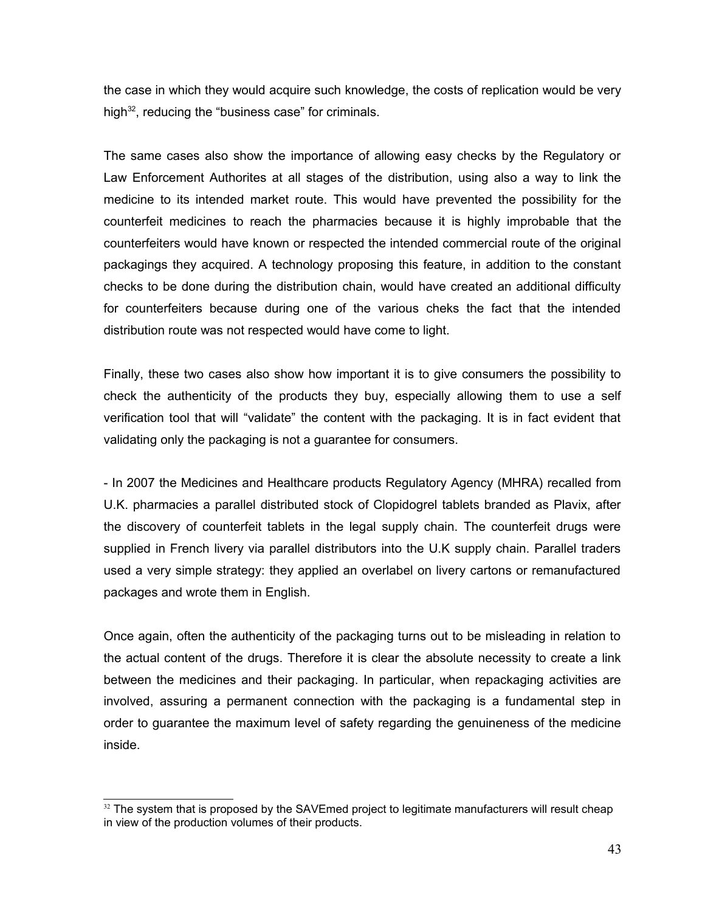the case in which they would acquire such knowledge, the costs of replication would be very high[32], reducing the "business case" for criminals.

The same cases also show the importance of allowing easy checks by the Regulatory or Law Enforcement Authorites at all stages of the distribution, using also a way to link the medicine to its intended market route. This would have prevented the possibility for the counterfeit medicines to reach the pharmacies because it is highly improbable that the counterfeiters would have known or respected the intended commercial route of the original packagings they acquired. A technology proposing this feature, in addition to the constant checks to be done during the distribution chain, would have created an additional difficulty for counterfeiters because during one of the various cheks the fact that the intended distribution route was not respected would have come to light.

Finally, these two cases also show how important it is to give consumers the possibility to check the authenticity of the products they buy, especially allowing them to use a self verification tool that will "validate" the content with the packaging. It is in fact evident that validating only the packaging is not a guarantee for consumers.

- In 2007 the Medicines and Healthcare products Regulatory Agency (MHRA) recalled from U.K. pharmacies a parallel distributed stock of Clopidogrel tablets branded as Plavix, after the discovery of counterfeit tablets in the legal supply chain. The counterfeit drugs were supplied in French livery via parallel distributors into the U.K supply chain. Parallel traders used a very simple strategy: they applied an overlabel on livery cartons or remanufactured packages and wrote them in English.

Once again, often the authenticity of the packaging turns out to be misleading in relation to the actual content of the drugs. Therefore it is clear the absolute necessity to create a link between the medicines and their packaging. In particular, when repackaging activities are involved, assuring a permanent connection with the packaging is a fundamental step in order to guarantee the maximum level of safety regarding the genuineness of the medicine inside.

---

[32] The system that is proposed by the SAVEmed project to legitimate manufacturers will result cheap in view of the production volumes of their products.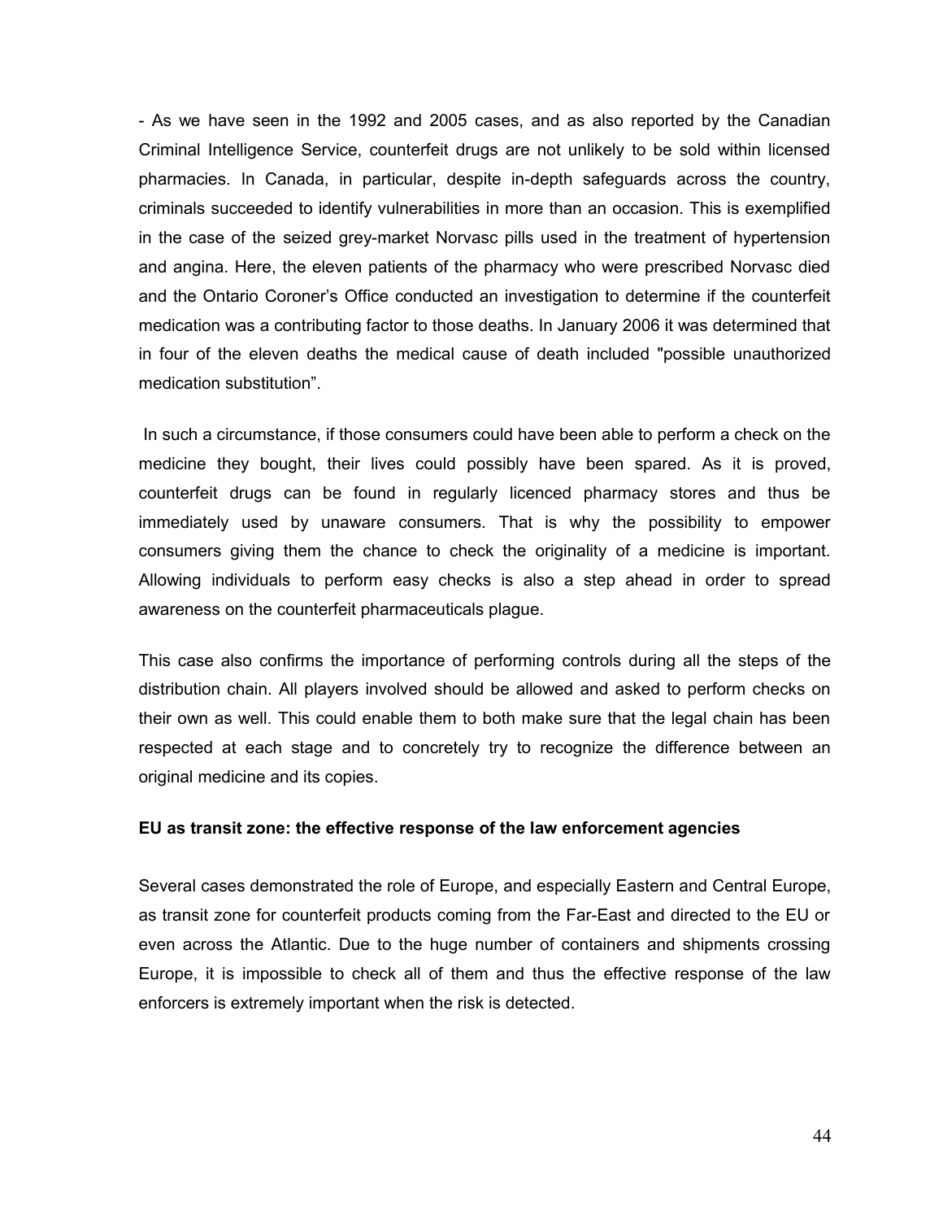- As we have seen in the 1992 and 2005 cases, and as also reported by the Canadian Criminal Intelligence Service, counterfeit drugs are not unlikely to be sold within licensed pharmacies. In Canada, in particular, despite in-depth safeguards across the country, criminals succeeded to identify vulnerabilities in more than an occasion. This is exemplified in the case of the seized grey-market Norvasc pills used in the treatment of hypertension and angina. Here, the eleven patients of the pharmacy who were prescribed Norvasc died and the Ontario Coroner's Office conducted an investigation to determine if the counterfeit medication was a contributing factor to those deaths. In January 2006 it was determined that in four of the eleven deaths the medical cause of death included "possible unauthorized medication substitution".

In such a circumstance, if those consumers could have been able to perform a check on the medicine they bought, their lives could possibly have been spared. As it is proved, counterfeit drugs can be found in regularly licenced pharmacy stores and thus be immediately used by unaware consumers. That is why the possibility to empower consumers giving them the chance to check the originality of a medicine is important. Allowing individuals to perform easy checks is also a step ahead in order to spread awareness on the counterfeit pharmaceuticals plague.

This case also confirms the importance of performing controls during all the steps of the distribution chain. All players involved should be allowed and asked to perform checks on their own as well. This could enable them to both make sure that the legal chain has been respected at each stage and to concretely try to recognize the difference between an original medicine and its copies.

**EU as transit zone: the effective response of the law enforcement agencies**

Several cases demonstrated the role of Europe, and especially Eastern and Central Europe, as transit zone for counterfeit products coming from the Far-East and directed to the EU or even across the Atlantic. Due to the huge number of containers and shipments crossing Europe, it is impossible to check all of them and thus the effective response of the law enforcers is extremely important when the risk is detected.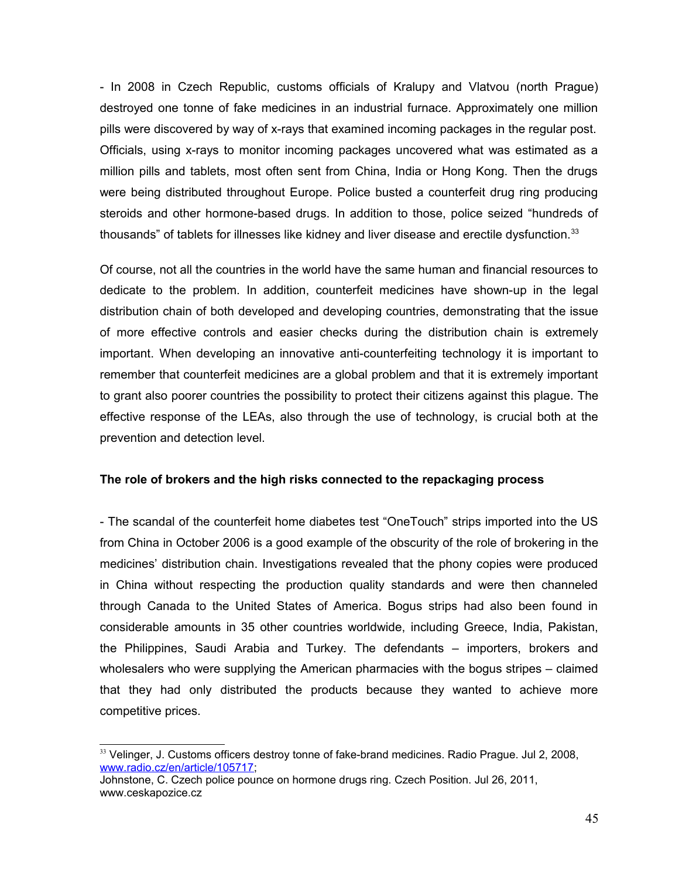- In 2008 in Czech Republic, customs officials of Kralupy and Vlatvou (north Prague) destroyed one tonne of fake medicines in an industrial furnace. Approximately one million pills were discovered by way of x-rays that examined incoming packages in the regular post. Officials, using x-rays to monitor incoming packages uncovered what was estimated as a million pills and tablets, most often sent from China, India or Hong Kong. Then the drugs were being distributed throughout Europe. Police busted a counterfeit drug ring producing steroids and other hormone-based drugs. In addition to those, police seized "hundreds of thousands" of tablets for illnesses like kidney and liver disease and erectile dysfunction.[33]

Of course, not all the countries in the world have the same human and financial resources to dedicate to the problem. In addition, counterfeit medicines have shown-up in the legal distribution chain of both developed and developing countries, demonstrating that the issue of more effective controls and easier checks during the distribution chain is extremely important. When developing an innovative anti-counterfeiting technology it is important to remember that counterfeit medicines are a global problem and that it is extremely important to grant also poorer countries the possibility to protect their citizens against this plague. The effective response of the LEAs, also through the use of technology, is crucial both at the prevention and detection level.

**The role of brokers and the high risks connected to the repackaging process**

- The scandal of the counterfeit home diabetes test "OneTouch" strips imported into the US from China in October 2006 is a good example of the obscurity of the role of brokering in the medicines' distribution chain. Investigations revealed that the phony copies were produced in China without respecting the production quality standards and were then channeled through Canada to the United States of America. Bogus strips had also been found in considerable amounts in 35 other countries worldwide, including Greece, India, Pakistan, the Philippines, Saudi Arabia and Turkey. The defendants – importers, brokers and wholesalers who were supplying the American pharmacies with the bogus stripes – claimed that they had only distributed the products because they wanted to achieve more competitive prices.

---

[33] Velinger, J. Customs officers destroy tonne of fake-brand medicines. Radio Prague. Jul 2, 2008, www.radio.cz/en/article/105717;
Johnstone, C. Czech police pounce on hormone drugs ring. Czech Position. Jul 26, 2011, www.ceskapozice.cz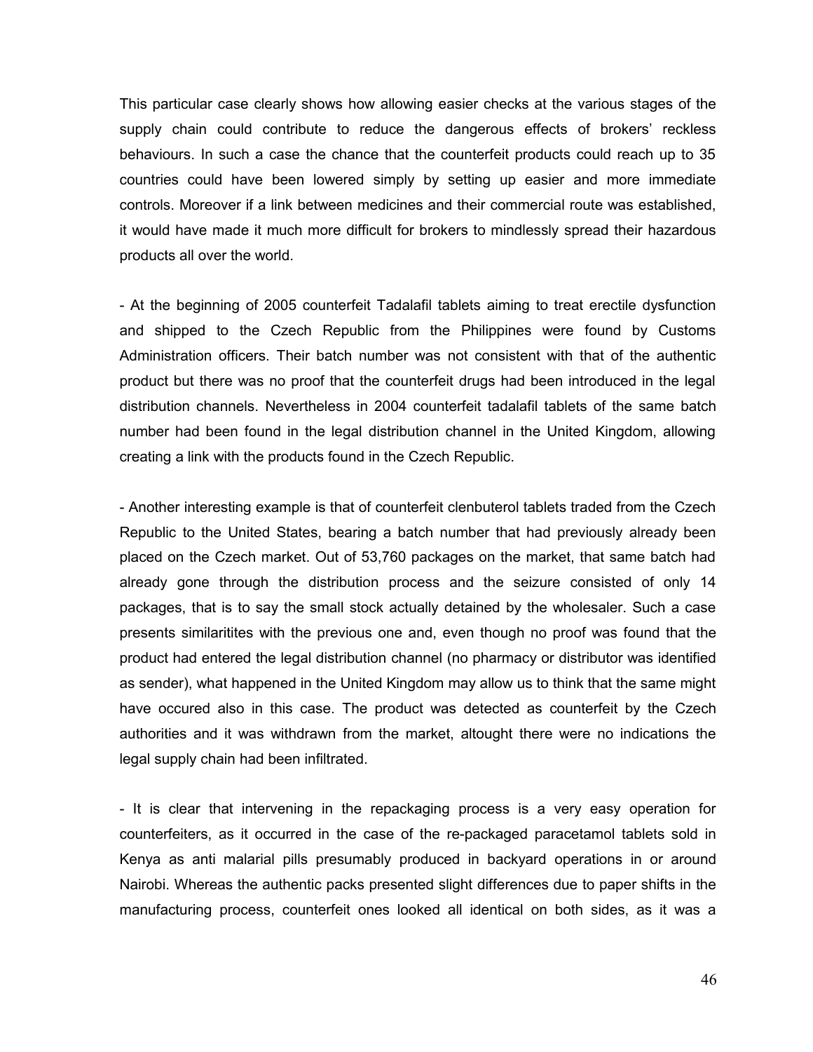This particular case clearly shows how allowing easier checks at the various stages of the supply chain could contribute to reduce the dangerous effects of brokers' reckless behaviours. In such a case the chance that the counterfeit products could reach up to 35 countries could have been lowered simply by setting up easier and more immediate controls. Moreover if a link between medicines and their commercial route was established, it would have made it much more difficult for brokers to mindlessly spread their hazardous products all over the world.

- At the beginning of 2005 counterfeit Tadalafil tablets aiming to treat erectile dysfunction and shipped to the Czech Republic from the Philippines were found by Customs Administration officers. Their batch number was not consistent with that of the authentic product but there was no proof that the counterfeit drugs had been introduced in the legal distribution channels. Nevertheless in 2004 counterfeit tadalafil tablets of the same batch number had been found in the legal distribution channel in the United Kingdom, allowing creating a link with the products found in the Czech Republic.

- Another interesting example is that of counterfeit clenbuterol tablets traded from the Czech Republic to the United States, bearing a batch number that had previously already been placed on the Czech market. Out of 53,760 packages on the market, that same batch had already gone through the distribution process and the seizure consisted of only 14 packages, that is to say the small stock actually detained by the wholesaler. Such a case presents similaritites with the previous one and, even though no proof was found that the product had entered the legal distribution channel (no pharmacy or distributor was identified as sender), what happened in the United Kingdom may allow us to think that the same might have occured also in this case. The product was detected as counterfeit by the Czech authorities and it was withdrawn from the market, altought there were no indications the legal supply chain had been infiltrated.

- It is clear that intervening in the repackaging process is a very easy operation for counterfeiters, as it occurred in the case of the re-packaged paracetamol tablets sold in Kenya as anti malarial pills presumably produced in backyard operations in or around Nairobi. Whereas the authentic packs presented slight differences due to paper shifts in the manufacturing process, counterfeit ones looked all identical on both sides, as it was a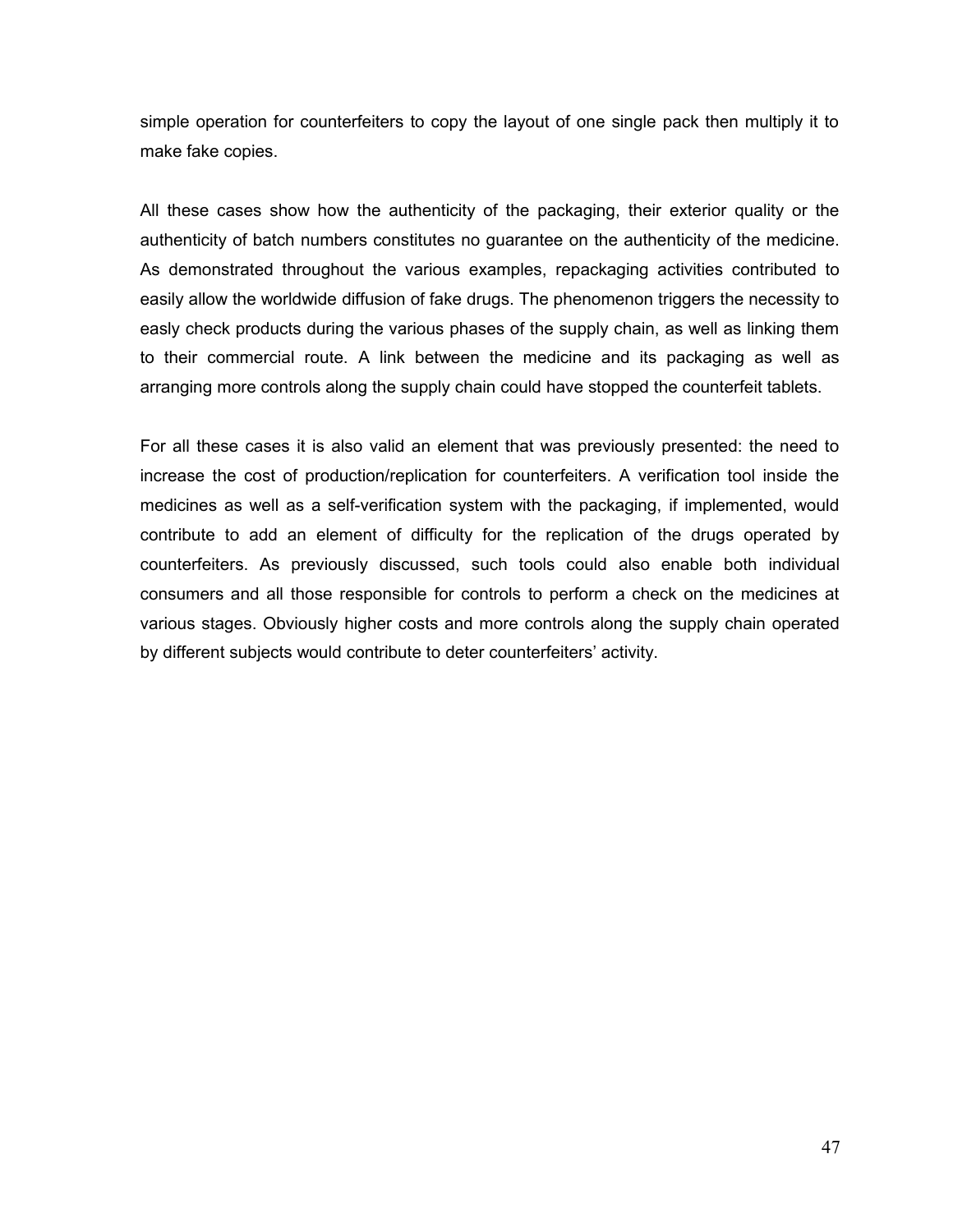simple operation for counterfeiters to copy the layout of one single pack then multiply it to make fake copies.

All these cases show how the authenticity of the packaging, their exterior quality or the authenticity of batch numbers constitutes no guarantee on the authenticity of the medicine. As demonstrated throughout the various examples, repackaging activities contributed to easily allow the worldwide diffusion of fake drugs. The phenomenon triggers the necessity to easly check products during the various phases of the supply chain, as well as linking them to their commercial route. A link between the medicine and its packaging as well as arranging more controls along the supply chain could have stopped the counterfeit tablets.

For all these cases it is also valid an element that was previously presented: the need to increase the cost of production/replication for counterfeiters. A verification tool inside the medicines as well as a self-verification system with the packaging, if implemented, would contribute to add an element of difficulty for the replication of the drugs operated by counterfeiters. As previously discussed, such tools could also enable both individual consumers and all those responsible for controls to perform a check on the medicines at various stages. Obviously higher costs and more controls along the supply chain operated by different subjects would contribute to deter counterfeiters' activity.